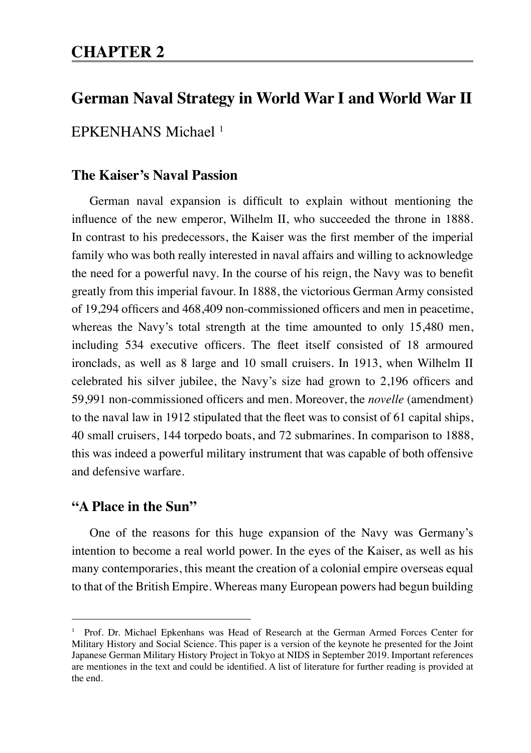# CHAPTER 2

## German Naval Strategy in World War I and World War II

EPKENHANS Michael [1]

### The Kaiser's Naval Passion

German naval expansion is difficult to explain without mentioning the influence of the new emperor, Wilhelm II, who succeeded the throne in 1888. In contrast to his predecessors, the Kaiser was the first member of the imperial family who was both really interested in naval affairs and willing to acknowledge the need for a powerful navy. In the course of his reign, the Navy was to benefit greatly from this imperial favour. In 1888, the victorious German Army consisted of 19,294 officers and 468,409 non-commissioned officers and men in peacetime, whereas the Navy's total strength at the time amounted to only 15,480 men, including 534 executive officers. The fleet itself consisted of 18 armoured ironclads, as well as 8 large and 10 small cruisers. In 1913, when Wilhelm II celebrated his silver jubilee, the Navy's size had grown to 2,196 officers and 59,991 non-commissioned officers and men. Moreover, the *novelle* (amendment) to the naval law in 1912 stipulated that the fleet was to consist of 61 capital ships, 40 small cruisers, 144 torpedo boats, and 72 submarines. In comparison to 1888, this was indeed a powerful military instrument that was capable of both offensive and defensive warfare.

### "A Place in the Sun"

One of the reasons for this huge expansion of the Navy was Germany's intention to become a real world power. In the eyes of the Kaiser, as well as his many contemporaries, this meant the creation of a colonial empire overseas equal to that of the British Empire. Whereas many European powers had begun building

---

[1] Prof. Dr. Michael Epkenhans was Head of Research at the German Armed Forces Center for Military History and Social Science. This paper is a version of the keynote he presented for the Joint Japanese German Military History Project in Tokyo at NIDS in September 2019. Important references are mentiones in the text and could be identified. A list of literature for further reading is provided at the end.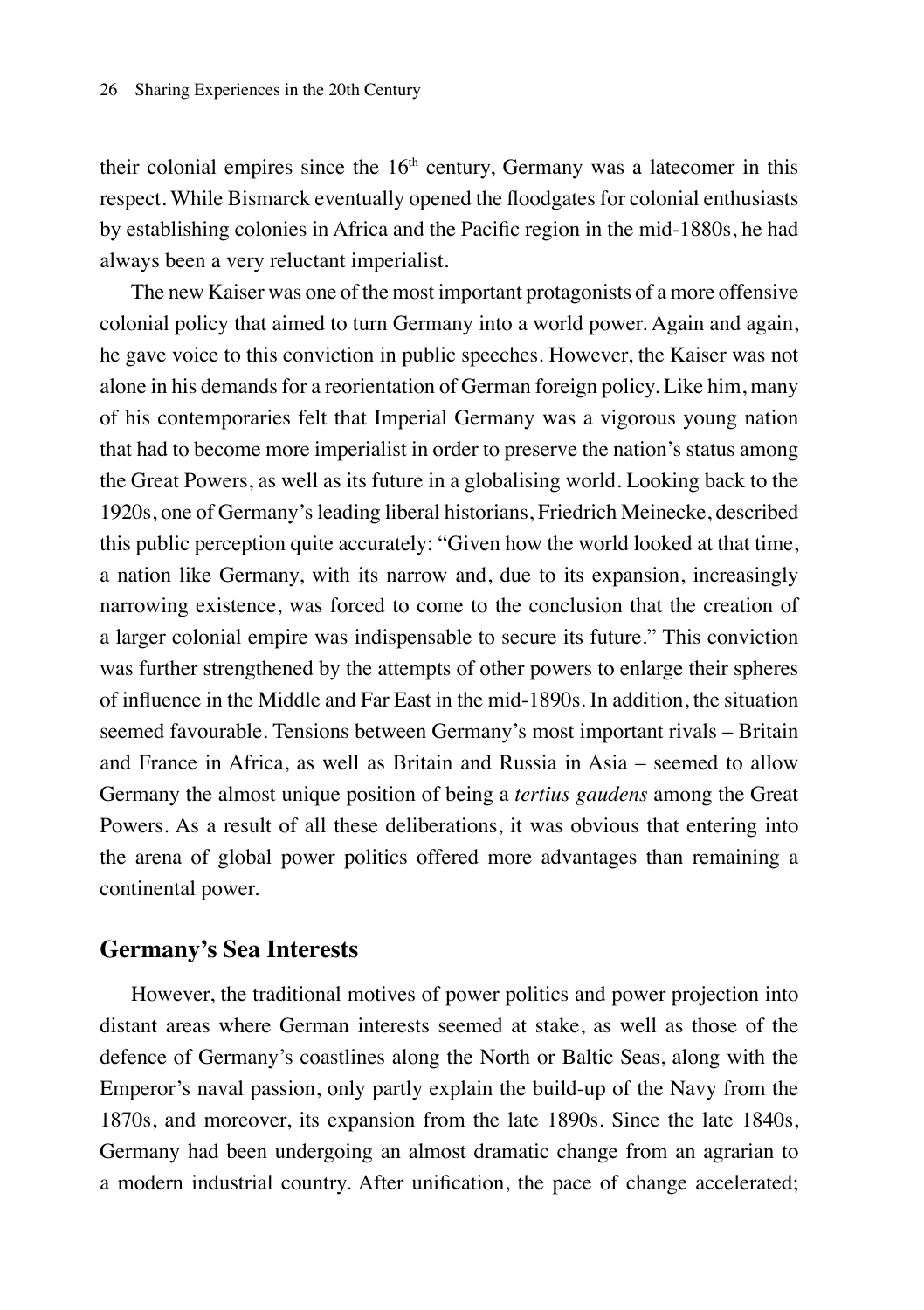their colonial empires since the 16th century, Germany was a latecomer in this respect. While Bismarck eventually opened the floodgates for colonial enthusiasts by establishing colonies in Africa and the Pacific region in the mid-1880s, he had always been a very reluctant imperialist.

The new Kaiser was one of the most important protagonists of a more offensive colonial policy that aimed to turn Germany into a world power. Again and again, he gave voice to this conviction in public speeches. However, the Kaiser was not alone in his demands for a reorientation of German foreign policy. Like him, many of his contemporaries felt that Imperial Germany was a vigorous young nation that had to become more imperialist in order to preserve the nation's status among the Great Powers, as well as its future in a globalising world. Looking back to the 1920s, one of Germany's leading liberal historians, Friedrich Meinecke, described this public perception quite accurately: "Given how the world looked at that time, a nation like Germany, with its narrow and, due to its expansion, increasingly narrowing existence, was forced to come to the conclusion that the creation of a larger colonial empire was indispensable to secure its future." This conviction was further strengthened by the attempts of other powers to enlarge their spheres of influence in the Middle and Far East in the mid-1890s. In addition, the situation seemed favourable. Tensions between Germany's most important rivals – Britain and France in Africa, as well as Britain and Russia in Asia – seemed to allow Germany the almost unique position of being a *tertius gaudens* among the Great Powers. As a result of all these deliberations, it was obvious that entering into the arena of global power politics offered more advantages than remaining a continental power.

## Germany's Sea Interests

However, the traditional motives of power politics and power projection into distant areas where German interests seemed at stake, as well as those of the defence of Germany's coastlines along the North or Baltic Seas, along with the Emperor's naval passion, only partly explain the build-up of the Navy from the 1870s, and moreover, its expansion from the late 1890s. Since the late 1840s, Germany had been undergoing an almost dramatic change from an agrarian to a modern industrial country. After unification, the pace of change accelerated;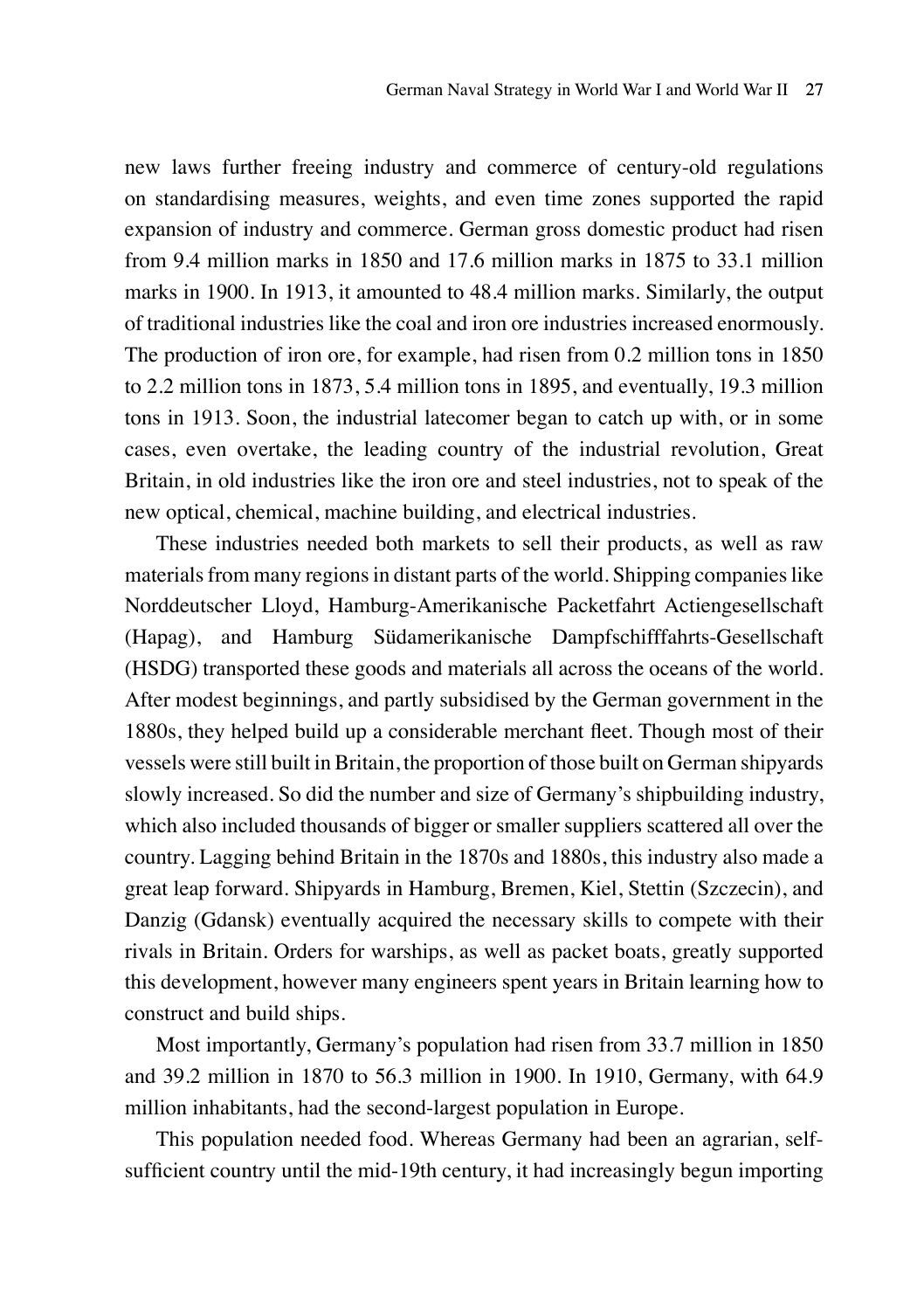new laws further freeing industry and commerce of century-old regulations on standardising measures, weights, and even time zones supported the rapid expansion of industry and commerce. German gross domestic product had risen from 9.4 million marks in 1850 and 17.6 million marks in 1875 to 33.1 million marks in 1900. In 1913, it amounted to 48.4 million marks. Similarly, the output of traditional industries like the coal and iron ore industries increased enormously. The production of iron ore, for example, had risen from 0.2 million tons in 1850 to 2.2 million tons in 1873, 5.4 million tons in 1895, and eventually, 19.3 million tons in 1913. Soon, the industrial latecomer began to catch up with, or in some cases, even overtake, the leading country of the industrial revolution, Great Britain, in old industries like the iron ore and steel industries, not to speak of the new optical, chemical, machine building, and electrical industries.

These industries needed both markets to sell their products, as well as raw materials from many regions in distant parts of the world. Shipping companies like Norddeutscher Lloyd, Hamburg-Amerikanische Packetfahrt Actiengesellschaft (Hapag), and Hamburg Südamerikanische Dampfschifffahrts-Gesellschaft (HSDG) transported these goods and materials all across the oceans of the world. After modest beginnings, and partly subsidised by the German government in the 1880s, they helped build up a considerable merchant fleet. Though most of their vessels were still built in Britain, the proportion of those built on German shipyards slowly increased. So did the number and size of Germany's shipbuilding industry, which also included thousands of bigger or smaller suppliers scattered all over the country. Lagging behind Britain in the 1870s and 1880s, this industry also made a great leap forward. Shipyards in Hamburg, Bremen, Kiel, Stettin (Szczecin), and Danzig (Gdansk) eventually acquired the necessary skills to compete with their rivals in Britain. Orders for warships, as well as packet boats, greatly supported this development, however many engineers spent years in Britain learning how to construct and build ships.

Most importantly, Germany's population had risen from 33.7 million in 1850 and 39.2 million in 1870 to 56.3 million in 1900. In 1910, Germany, with 64.9 million inhabitants, had the second-largest population in Europe.

This population needed food. Whereas Germany had been an agrarian, self-sufficient country until the mid-19th century, it had increasingly begun importing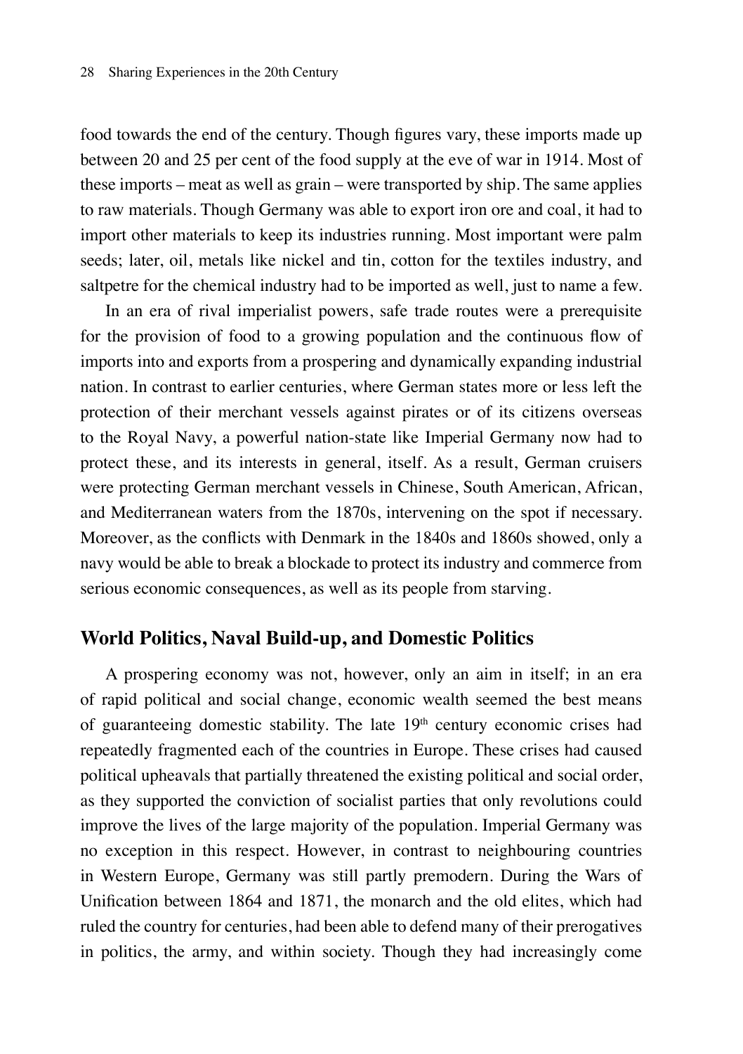food towards the end of the century. Though figures vary, these imports made up between 20 and 25 per cent of the food supply at the eve of war in 1914. Most of these imports – meat as well as grain – were transported by ship. The same applies to raw materials. Though Germany was able to export iron ore and coal, it had to import other materials to keep its industries running. Most important were palm seeds; later, oil, metals like nickel and tin, cotton for the textiles industry, and saltpetre for the chemical industry had to be imported as well, just to name a few.

In an era of rival imperialist powers, safe trade routes were a prerequisite for the provision of food to a growing population and the continuous flow of imports into and exports from a prospering and dynamically expanding industrial nation. In contrast to earlier centuries, where German states more or less left the protection of their merchant vessels against pirates or of its citizens overseas to the Royal Navy, a powerful nation-state like Imperial Germany now had to protect these, and its interests in general, itself. As a result, German cruisers were protecting German merchant vessels in Chinese, South American, African, and Mediterranean waters from the 1870s, intervening on the spot if necessary. Moreover, as the conflicts with Denmark in the 1840s and 1860s showed, only a navy would be able to break a blockade to protect its industry and commerce from serious economic consequences, as well as its people from starving.

## World Politics, Naval Build-up, and Domestic Politics

A prospering economy was not, however, only an aim in itself; in an era of rapid political and social change, economic wealth seemed the best means of guaranteeing domestic stability. The late 19th century economic crises had repeatedly fragmented each of the countries in Europe. These crises had caused political upheavals that partially threatened the existing political and social order, as they supported the conviction of socialist parties that only revolutions could improve the lives of the large majority of the population. Imperial Germany was no exception in this respect. However, in contrast to neighbouring countries in Western Europe, Germany was still partly premodern. During the Wars of Unification between 1864 and 1871, the monarch and the old elites, which had ruled the country for centuries, had been able to defend many of their prerogatives in politics, the army, and within society. Though they had increasingly come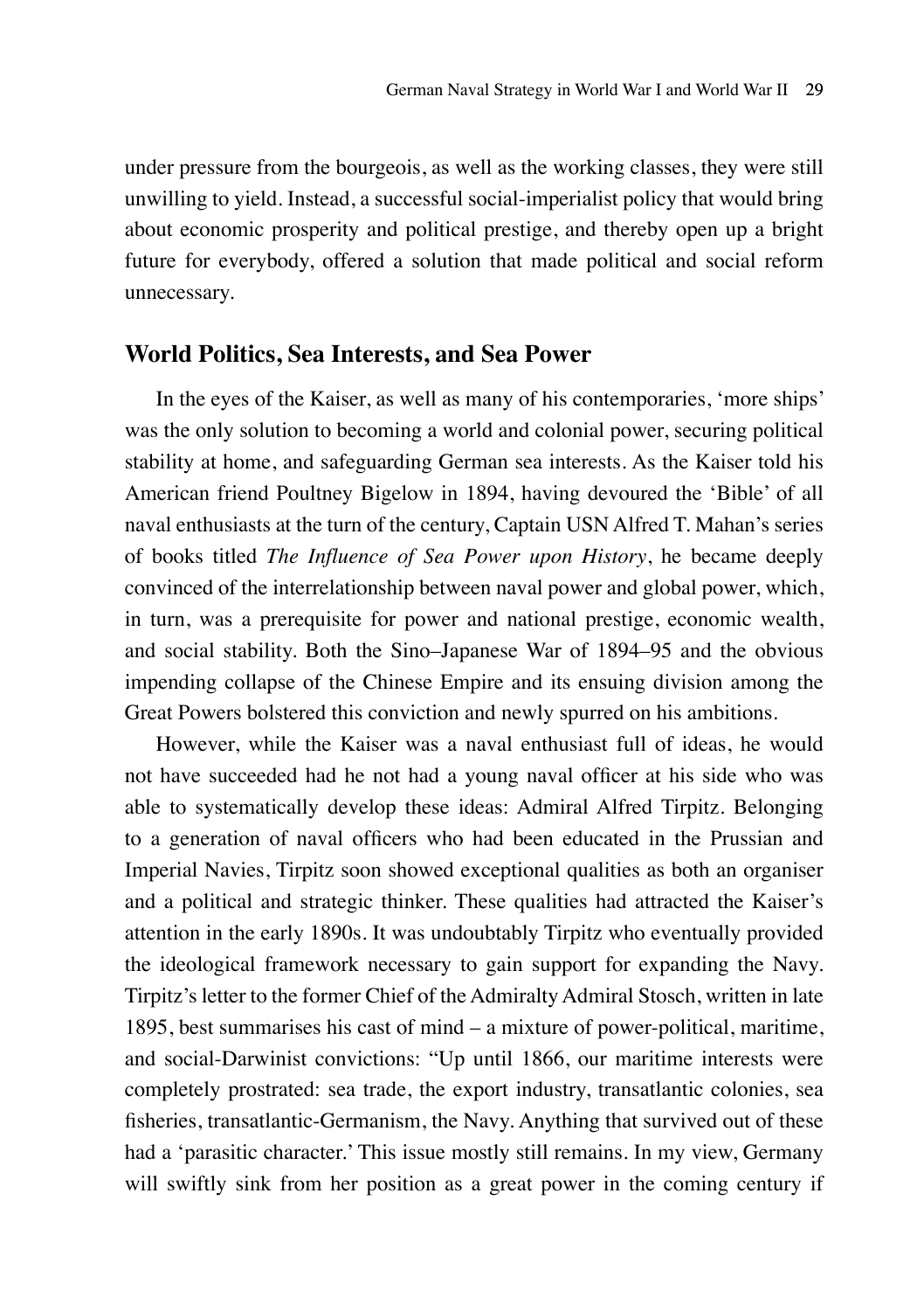under pressure from the bourgeois, as well as the working classes, they were still unwilling to yield. Instead, a successful social-imperialist policy that would bring about economic prosperity and political prestige, and thereby open up a bright future for everybody, offered a solution that made political and social reform unnecessary.

## World Politics, Sea Interests, and Sea Power

In the eyes of the Kaiser, as well as many of his contemporaries, 'more ships' was the only solution to becoming a world and colonial power, securing political stability at home, and safeguarding German sea interests. As the Kaiser told his American friend Poultney Bigelow in 1894, having devoured the 'Bible' of all naval enthusiasts at the turn of the century, Captain USN Alfred T. Mahan's series of books titled *The Influence of Sea Power upon History*, he became deeply convinced of the interrelationship between naval power and global power, which, in turn, was a prerequisite for power and national prestige, economic wealth, and social stability. Both the Sino–Japanese War of 1894–95 and the obvious impending collapse of the Chinese Empire and its ensuing division among the Great Powers bolstered this conviction and newly spurred on his ambitions.

However, while the Kaiser was a naval enthusiast full of ideas, he would not have succeeded had he not had a young naval officer at his side who was able to systematically develop these ideas: Admiral Alfred Tirpitz. Belonging to a generation of naval officers who had been educated in the Prussian and Imperial Navies, Tirpitz soon showed exceptional qualities as both an organiser and a political and strategic thinker. These qualities had attracted the Kaiser's attention in the early 1890s. It was undoubtably Tirpitz who eventually provided the ideological framework necessary to gain support for expanding the Navy. Tirpitz's letter to the former Chief of the Admiralty Admiral Stosch, written in late 1895, best summarises his cast of mind – a mixture of power-political, maritime, and social-Darwinist convictions: "Up until 1866, our maritime interests were completely prostrated: sea trade, the export industry, transatlantic colonies, sea fisheries, transatlantic-Germanism, the Navy. Anything that survived out of these had a 'parasitic character.' This issue mostly still remains. In my view, Germany will swiftly sink from her position as a great power in the coming century if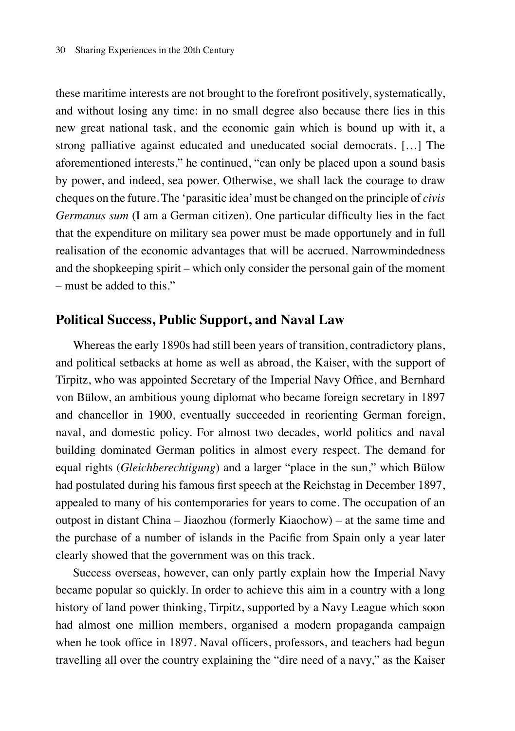these maritime interests are not brought to the forefront positively, systematically, and without losing any time: in no small degree also because there lies in this new great national task, and the economic gain which is bound up with it, a strong palliative against educated and uneducated social democrats. […] The aforementioned interests," he continued, "can only be placed upon a sound basis by power, and indeed, sea power. Otherwise, we shall lack the courage to draw cheques on the future. The 'parasitic idea' must be changed on the principle of *civis Germanus sum* (I am a German citizen). One particular difficulty lies in the fact that the expenditure on military sea power must be made opportunely and in full realisation of the economic advantages that will be accrued. Narrowmindedness and the shopkeeping spirit – which only consider the personal gain of the moment – must be added to this."

## Political Success, Public Support, and Naval Law

Whereas the early 1890s had still been years of transition, contradictory plans, and political setbacks at home as well as abroad, the Kaiser, with the support of Tirpitz, who was appointed Secretary of the Imperial Navy Office, and Bernhard von Bülow, an ambitious young diplomat who became foreign secretary in 1897 and chancellor in 1900, eventually succeeded in reorienting German foreign, naval, and domestic policy. For almost two decades, world politics and naval building dominated German politics in almost every respect. The demand for equal rights (*Gleichberechtigung*) and a larger "place in the sun," which Bülow had postulated during his famous first speech at the Reichstag in December 1897, appealed to many of his contemporaries for years to come. The occupation of an outpost in distant China – Jiaozhou (formerly Kiaochow) – at the same time and the purchase of a number of islands in the Pacific from Spain only a year later clearly showed that the government was on this track.

Success overseas, however, can only partly explain how the Imperial Navy became popular so quickly. In order to achieve this aim in a country with a long history of land power thinking, Tirpitz, supported by a Navy League which soon had almost one million members, organised a modern propaganda campaign when he took office in 1897. Naval officers, professors, and teachers had begun travelling all over the country explaining the "dire need of a navy," as the Kaiser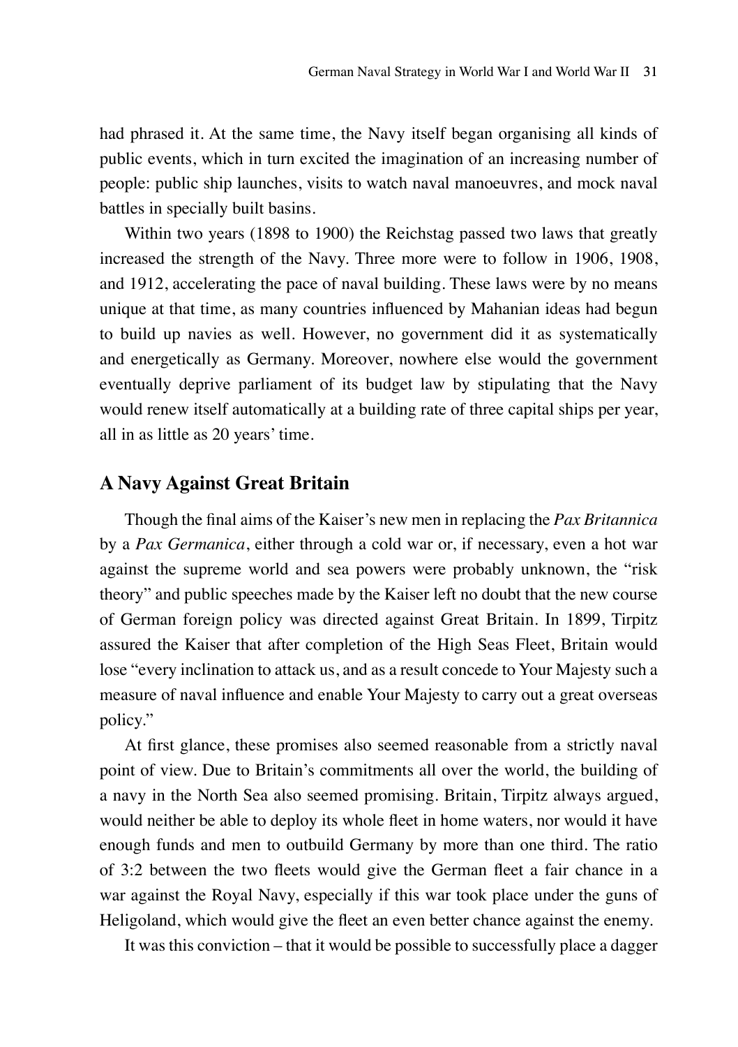had phrased it. At the same time, the Navy itself began organising all kinds of public events, which in turn excited the imagination of an increasing number of people: public ship launches, visits to watch naval manoeuvres, and mock naval battles in specially built basins.

Within two years (1898 to 1900) the Reichstag passed two laws that greatly increased the strength of the Navy. Three more were to follow in 1906, 1908, and 1912, accelerating the pace of naval building. These laws were by no means unique at that time, as many countries influenced by Mahanian ideas had begun to build up navies as well. However, no government did it as systematically and energetically as Germany. Moreover, nowhere else would the government eventually deprive parliament of its budget law by stipulating that the Navy would renew itself automatically at a building rate of three capital ships per year, all in as little as 20 years' time.

## A Navy Against Great Britain

Though the final aims of the Kaiser's new men in replacing the *Pax Britannica* by a *Pax Germanica*, either through a cold war or, if necessary, even a hot war against the supreme world and sea powers were probably unknown, the "risk theory" and public speeches made by the Kaiser left no doubt that the new course of German foreign policy was directed against Great Britain. In 1899, Tirpitz assured the Kaiser that after completion of the High Seas Fleet, Britain would lose "every inclination to attack us, and as a result concede to Your Majesty such a measure of naval influence and enable Your Majesty to carry out a great overseas policy."

At first glance, these promises also seemed reasonable from a strictly naval point of view. Due to Britain's commitments all over the world, the building of a navy in the North Sea also seemed promising. Britain, Tirpitz always argued, would neither be able to deploy its whole fleet in home waters, nor would it have enough funds and men to outbuild Germany by more than one third. The ratio of 3:2 between the two fleets would give the German fleet a fair chance in a war against the Royal Navy, especially if this war took place under the guns of Heligoland, which would give the fleet an even better chance against the enemy.

It was this conviction – that it would be possible to successfully place a dagger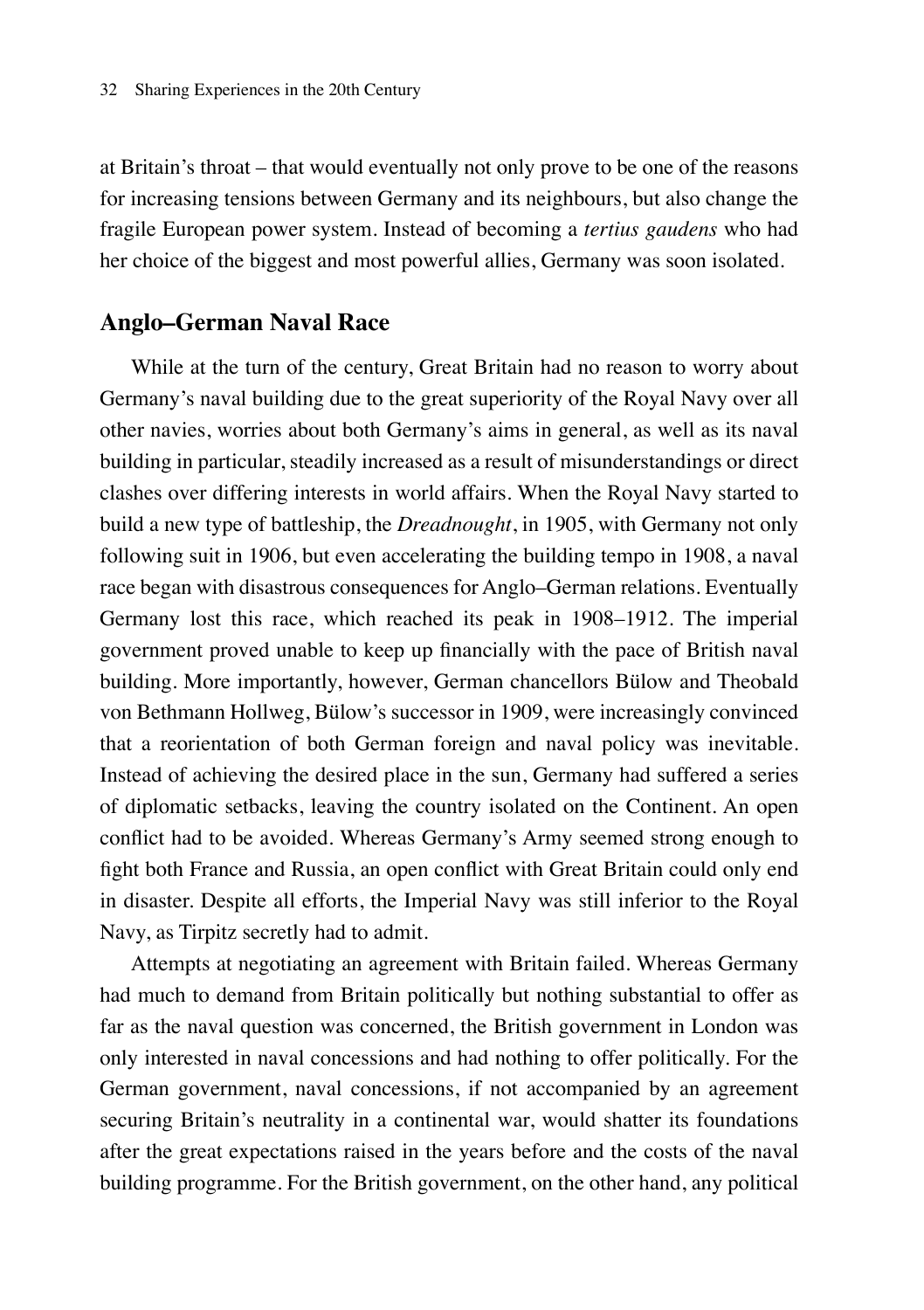at Britain's throat – that would eventually not only prove to be one of the reasons for increasing tensions between Germany and its neighbours, but also change the fragile European power system. Instead of becoming a *tertius gaudens* who had her choice of the biggest and most powerful allies, Germany was soon isolated.

## Anglo–German Naval Race

While at the turn of the century, Great Britain had no reason to worry about Germany's naval building due to the great superiority of the Royal Navy over all other navies, worries about both Germany's aims in general, as well as its naval building in particular, steadily increased as a result of misunderstandings or direct clashes over differing interests in world affairs. When the Royal Navy started to build a new type of battleship, the *Dreadnought*, in 1905, with Germany not only following suit in 1906, but even accelerating the building tempo in 1908, a naval race began with disastrous consequences for Anglo–German relations. Eventually Germany lost this race, which reached its peak in 1908–1912. The imperial government proved unable to keep up financially with the pace of British naval building. More importantly, however, German chancellors Bülow and Theobald von Bethmann Hollweg, Bülow's successor in 1909, were increasingly convinced that a reorientation of both German foreign and naval policy was inevitable. Instead of achieving the desired place in the sun, Germany had suffered a series of diplomatic setbacks, leaving the country isolated on the Continent. An open conflict had to be avoided. Whereas Germany's Army seemed strong enough to fight both France and Russia, an open conflict with Great Britain could only end in disaster. Despite all efforts, the Imperial Navy was still inferior to the Royal Navy, as Tirpitz secretly had to admit.

Attempts at negotiating an agreement with Britain failed. Whereas Germany had much to demand from Britain politically but nothing substantial to offer as far as the naval question was concerned, the British government in London was only interested in naval concessions and had nothing to offer politically. For the German government, naval concessions, if not accompanied by an agreement securing Britain's neutrality in a continental war, would shatter its foundations after the great expectations raised in the years before and the costs of the naval building programme. For the British government, on the other hand, any political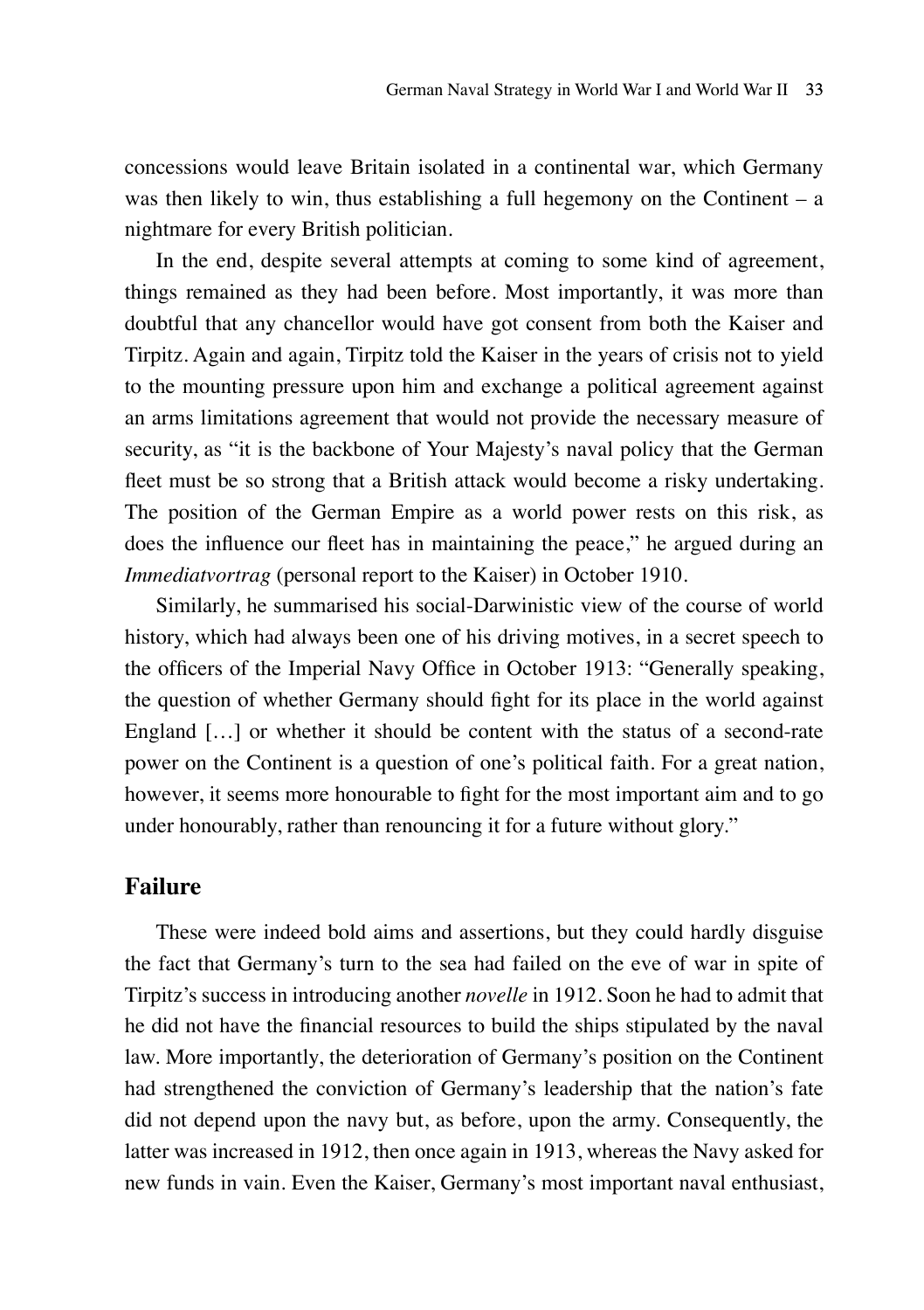concessions would leave Britain isolated in a continental war, which Germany was then likely to win, thus establishing a full hegemony on the Continent – a nightmare for every British politician.

In the end, despite several attempts at coming to some kind of agreement, things remained as they had been before. Most importantly, it was more than doubtful that any chancellor would have got consent from both the Kaiser and Tirpitz. Again and again, Tirpitz told the Kaiser in the years of crisis not to yield to the mounting pressure upon him and exchange a political agreement against an arms limitations agreement that would not provide the necessary measure of security, as "it is the backbone of Your Majesty's naval policy that the German fleet must be so strong that a British attack would become a risky undertaking. The position of the German Empire as a world power rests on this risk, as does the influence our fleet has in maintaining the peace," he argued during an *Immediatvortrag* (personal report to the Kaiser) in October 1910.

Similarly, he summarised his social-Darwinistic view of the course of world history, which had always been one of his driving motives, in a secret speech to the officers of the Imperial Navy Office in October 1913: "Generally speaking, the question of whether Germany should fight for its place in the world against England […] or whether it should be content with the status of a second-rate power on the Continent is a question of one's political faith. For a great nation, however, it seems more honourable to fight for the most important aim and to go under honourably, rather than renouncing it for a future without glory."

## Failure

These were indeed bold aims and assertions, but they could hardly disguise the fact that Germany's turn to the sea had failed on the eve of war in spite of Tirpitz's success in introducing another *novelle* in 1912. Soon he had to admit that he did not have the financial resources to build the ships stipulated by the naval law. More importantly, the deterioration of Germany's position on the Continent had strengthened the conviction of Germany's leadership that the nation's fate did not depend upon the navy but, as before, upon the army. Consequently, the latter was increased in 1912, then once again in 1913, whereas the Navy asked for new funds in vain. Even the Kaiser, Germany's most important naval enthusiast,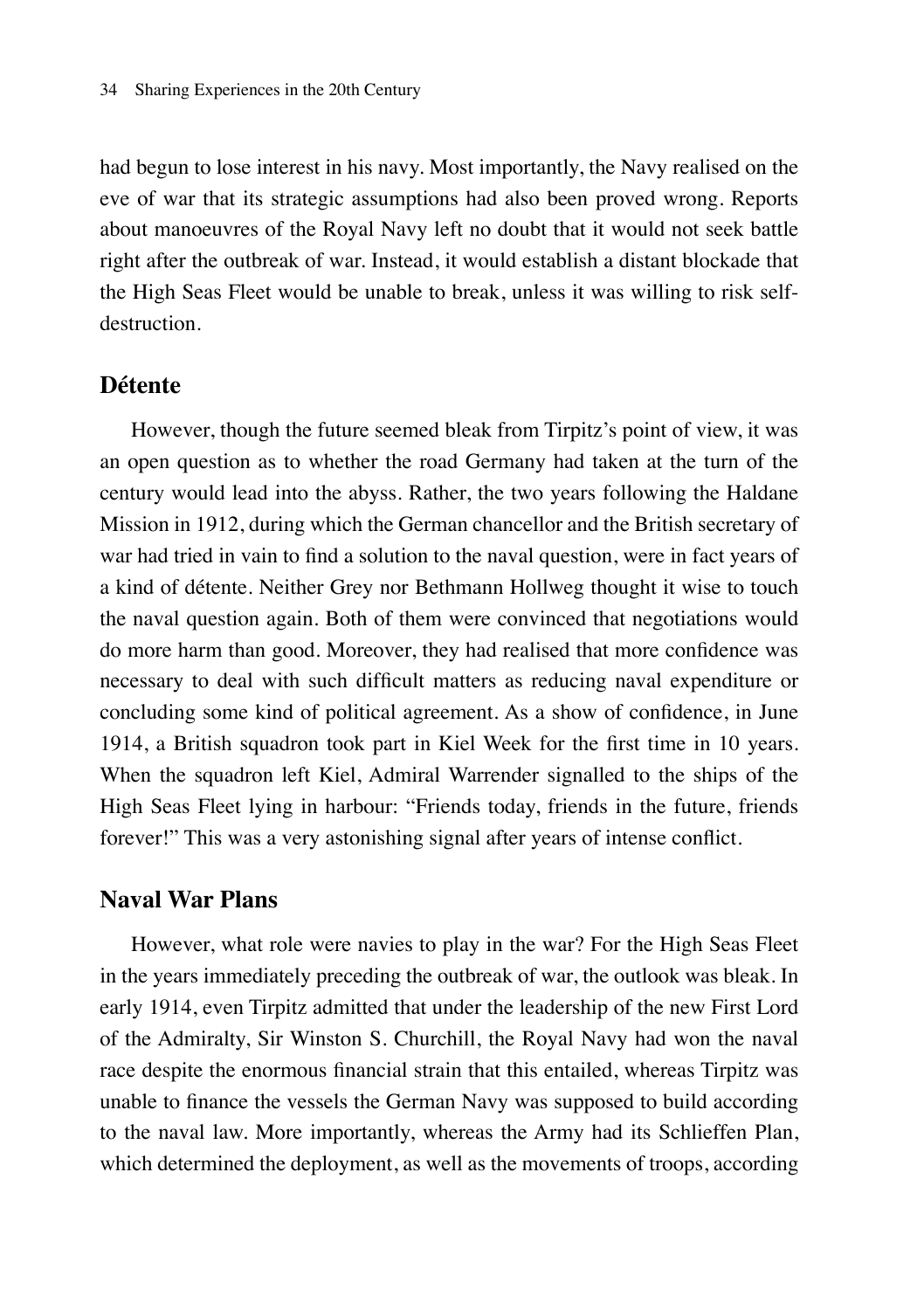had begun to lose interest in his navy. Most importantly, the Navy realised on the eve of war that its strategic assumptions had also been proved wrong. Reports about manoeuvres of the Royal Navy left no doubt that it would not seek battle right after the outbreak of war. Instead, it would establish a distant blockade that the High Seas Fleet would be unable to break, unless it was willing to risk self-destruction.

## Détente

However, though the future seemed bleak from Tirpitz's point of view, it was an open question as to whether the road Germany had taken at the turn of the century would lead into the abyss. Rather, the two years following the Haldane Mission in 1912, during which the German chancellor and the British secretary of war had tried in vain to find a solution to the naval question, were in fact years of a kind of détente. Neither Grey nor Bethmann Hollweg thought it wise to touch the naval question again. Both of them were convinced that negotiations would do more harm than good. Moreover, they had realised that more confidence was necessary to deal with such difficult matters as reducing naval expenditure or concluding some kind of political agreement. As a show of confidence, in June 1914, a British squadron took part in Kiel Week for the first time in 10 years. When the squadron left Kiel, Admiral Warrender signalled to the ships of the High Seas Fleet lying in harbour: "Friends today, friends in the future, friends forever!" This was a very astonishing signal after years of intense conflict.

## Naval War Plans

However, what role were navies to play in the war? For the High Seas Fleet in the years immediately preceding the outbreak of war, the outlook was bleak. In early 1914, even Tirpitz admitted that under the leadership of the new First Lord of the Admiralty, Sir Winston S. Churchill, the Royal Navy had won the naval race despite the enormous financial strain that this entailed, whereas Tirpitz was unable to finance the vessels the German Navy was supposed to build according to the naval law. More importantly, whereas the Army had its Schlieffen Plan, which determined the deployment, as well as the movements of troops, according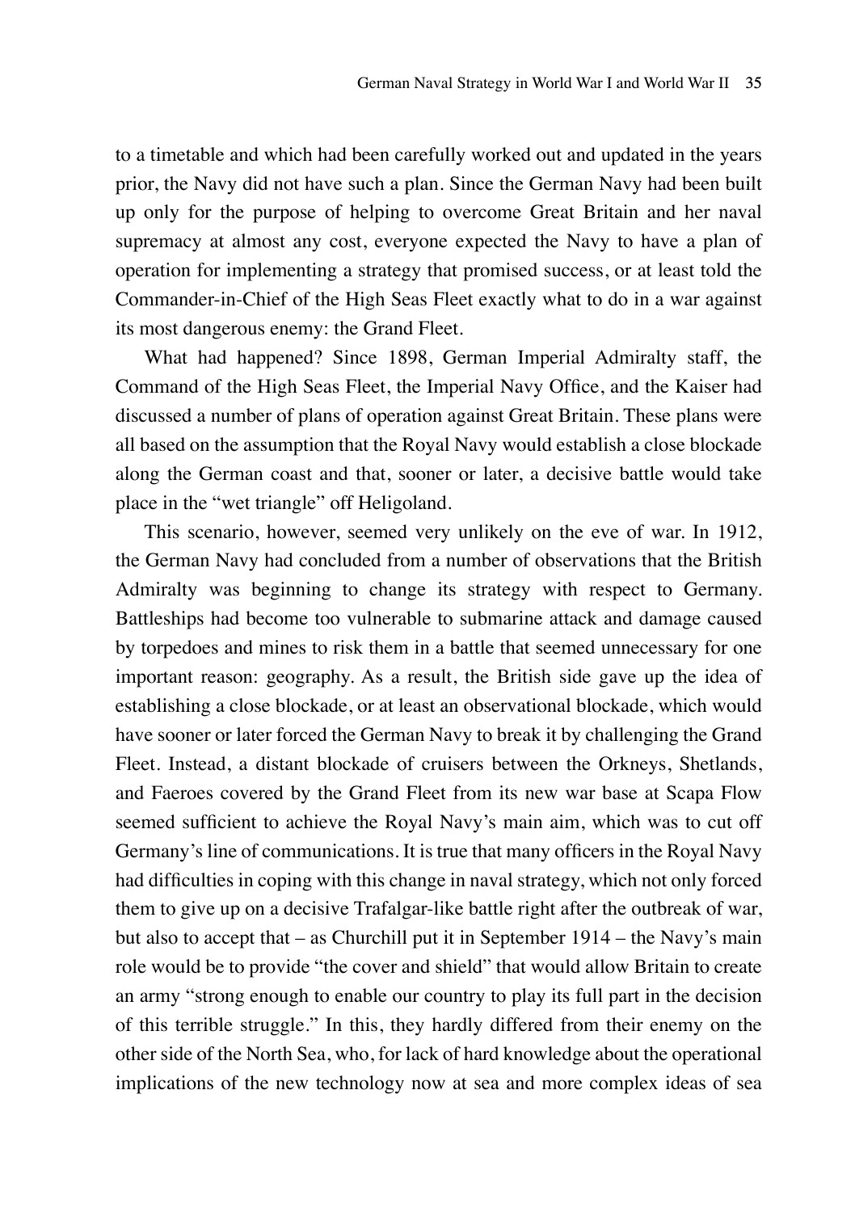to a timetable and which had been carefully worked out and updated in the years prior, the Navy did not have such a plan. Since the German Navy had been built up only for the purpose of helping to overcome Great Britain and her naval supremacy at almost any cost, everyone expected the Navy to have a plan of operation for implementing a strategy that promised success, or at least told the Commander-in-Chief of the High Seas Fleet exactly what to do in a war against its most dangerous enemy: the Grand Fleet.

What had happened? Since 1898, German Imperial Admiralty staff, the Command of the High Seas Fleet, the Imperial Navy Office, and the Kaiser had discussed a number of plans of operation against Great Britain. These plans were all based on the assumption that the Royal Navy would establish a close blockade along the German coast and that, sooner or later, a decisive battle would take place in the "wet triangle" off Heligoland.

This scenario, however, seemed very unlikely on the eve of war. In 1912, the German Navy had concluded from a number of observations that the British Admiralty was beginning to change its strategy with respect to Germany. Battleships had become too vulnerable to submarine attack and damage caused by torpedoes and mines to risk them in a battle that seemed unnecessary for one important reason: geography. As a result, the British side gave up the idea of establishing a close blockade, or at least an observational blockade, which would have sooner or later forced the German Navy to break it by challenging the Grand Fleet. Instead, a distant blockade of cruisers between the Orkneys, Shetlands, and Faeroes covered by the Grand Fleet from its new war base at Scapa Flow seemed sufficient to achieve the Royal Navy's main aim, which was to cut off Germany's line of communications. It is true that many officers in the Royal Navy had difficulties in coping with this change in naval strategy, which not only forced them to give up on a decisive Trafalgar-like battle right after the outbreak of war, but also to accept that – as Churchill put it in September 1914 – the Navy's main role would be to provide "the cover and shield" that would allow Britain to create an army "strong enough to enable our country to play its full part in the decision of this terrible struggle." In this, they hardly differed from their enemy on the other side of the North Sea, who, for lack of hard knowledge about the operational implications of the new technology now at sea and more complex ideas of sea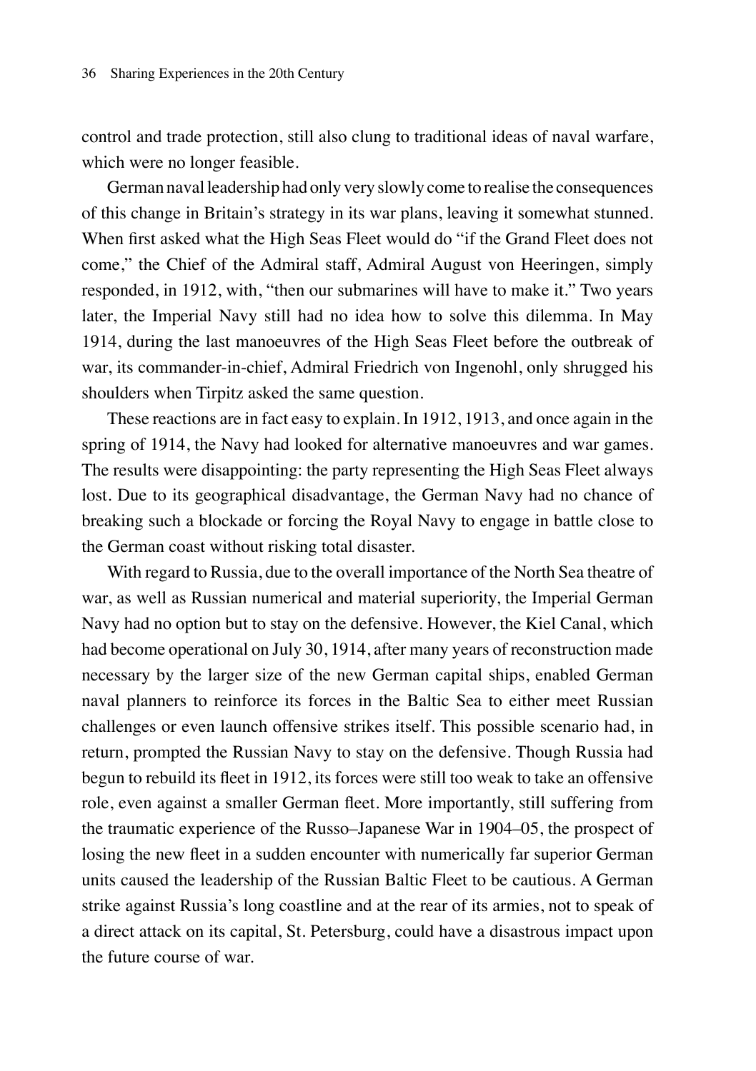control and trade protection, still also clung to traditional ideas of naval warfare, which were no longer feasible.

German naval leadership had only very slowly come to realise the consequences of this change in Britain's strategy in its war plans, leaving it somewhat stunned. When first asked what the High Seas Fleet would do "if the Grand Fleet does not come," the Chief of the Admiral staff, Admiral August von Heeringen, simply responded, in 1912, with, "then our submarines will have to make it." Two years later, the Imperial Navy still had no idea how to solve this dilemma. In May 1914, during the last manoeuvres of the High Seas Fleet before the outbreak of war, its commander-in-chief, Admiral Friedrich von Ingenohl, only shrugged his shoulders when Tirpitz asked the same question.

These reactions are in fact easy to explain. In 1912, 1913, and once again in the spring of 1914, the Navy had looked for alternative manoeuvres and war games. The results were disappointing: the party representing the High Seas Fleet always lost. Due to its geographical disadvantage, the German Navy had no chance of breaking such a blockade or forcing the Royal Navy to engage in battle close to the German coast without risking total disaster.

With regard to Russia, due to the overall importance of the North Sea theatre of war, as well as Russian numerical and material superiority, the Imperial German Navy had no option but to stay on the defensive. However, the Kiel Canal, which had become operational on July 30, 1914, after many years of reconstruction made necessary by the larger size of the new German capital ships, enabled German naval planners to reinforce its forces in the Baltic Sea to either meet Russian challenges or even launch offensive strikes itself. This possible scenario had, in return, prompted the Russian Navy to stay on the defensive. Though Russia had begun to rebuild its fleet in 1912, its forces were still too weak to take an offensive role, even against a smaller German fleet. More importantly, still suffering from the traumatic experience of the Russo–Japanese War in 1904–05, the prospect of losing the new fleet in a sudden encounter with numerically far superior German units caused the leadership of the Russian Baltic Fleet to be cautious. A German strike against Russia's long coastline and at the rear of its armies, not to speak of a direct attack on its capital, St. Petersburg, could have a disastrous impact upon the future course of war.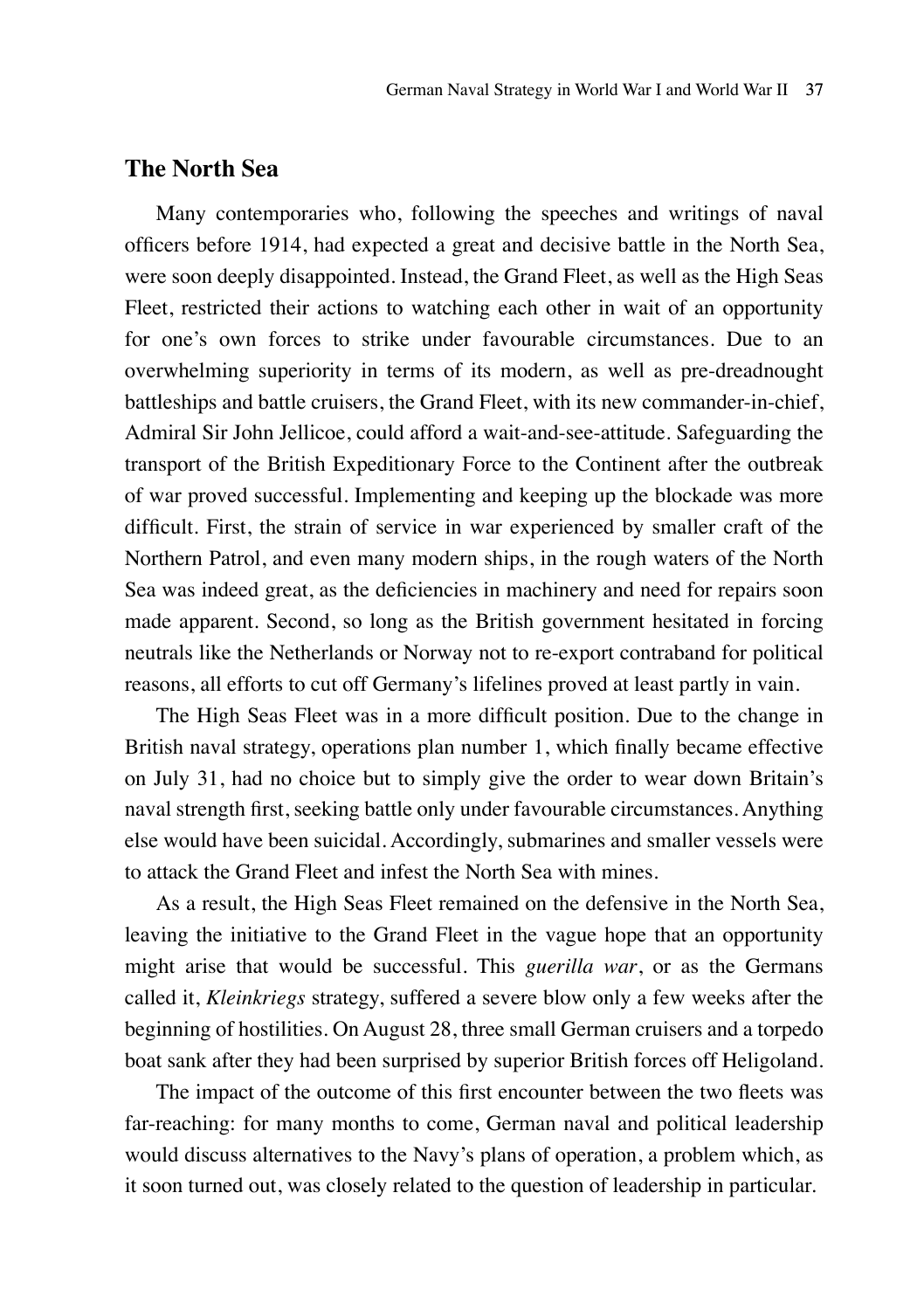## The North Sea

Many contemporaries who, following the speeches and writings of naval officers before 1914, had expected a great and decisive battle in the North Sea, were soon deeply disappointed. Instead, the Grand Fleet, as well as the High Seas Fleet, restricted their actions to watching each other in wait of an opportunity for one's own forces to strike under favourable circumstances. Due to an overwhelming superiority in terms of its modern, as well as pre-dreadnought battleships and battle cruisers, the Grand Fleet, with its new commander-in-chief, Admiral Sir John Jellicoe, could afford a wait-and-see-attitude. Safeguarding the transport of the British Expeditionary Force to the Continent after the outbreak of war proved successful. Implementing and keeping up the blockade was more difficult. First, the strain of service in war experienced by smaller craft of the Northern Patrol, and even many modern ships, in the rough waters of the North Sea was indeed great, as the deficiencies in machinery and need for repairs soon made apparent. Second, so long as the British government hesitated in forcing neutrals like the Netherlands or Norway not to re-export contraband for political reasons, all efforts to cut off Germany's lifelines proved at least partly in vain.

The High Seas Fleet was in a more difficult position. Due to the change in British naval strategy, operations plan number 1, which finally became effective on July 31, had no choice but to simply give the order to wear down Britain's naval strength first, seeking battle only under favourable circumstances. Anything else would have been suicidal. Accordingly, submarines and smaller vessels were to attack the Grand Fleet and infest the North Sea with mines.

As a result, the High Seas Fleet remained on the defensive in the North Sea, leaving the initiative to the Grand Fleet in the vague hope that an opportunity might arise that would be successful. This *guerilla war*, or as the Germans called it, *Kleinkriegs* strategy, suffered a severe blow only a few weeks after the beginning of hostilities. On August 28, three small German cruisers and a torpedo boat sank after they had been surprised by superior British forces off Heligoland.

The impact of the outcome of this first encounter between the two fleets was far-reaching: for many months to come, German naval and political leadership would discuss alternatives to the Navy's plans of operation, a problem which, as it soon turned out, was closely related to the question of leadership in particular.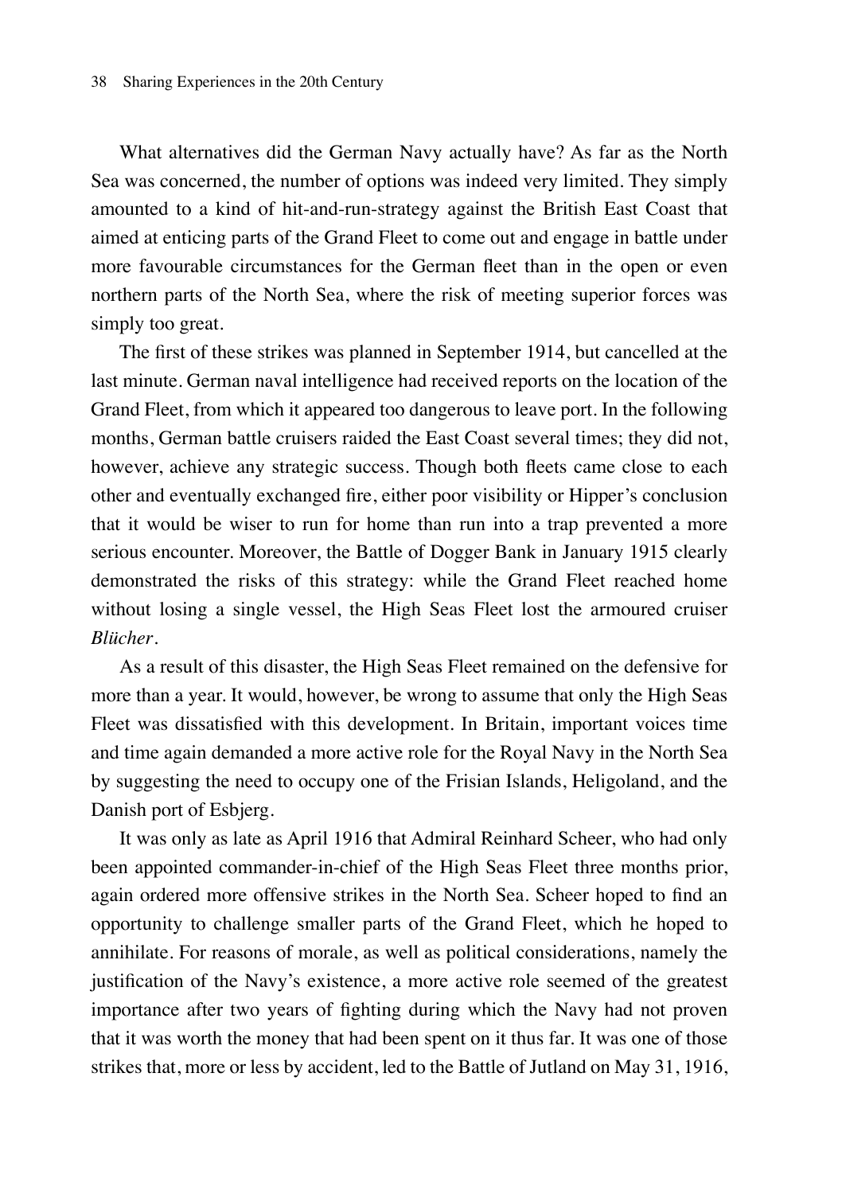What alternatives did the German Navy actually have? As far as the North Sea was concerned, the number of options was indeed very limited. They simply amounted to a kind of hit-and-run-strategy against the British East Coast that aimed at enticing parts of the Grand Fleet to come out and engage in battle under more favourable circumstances for the German fleet than in the open or even northern parts of the North Sea, where the risk of meeting superior forces was simply too great.

The first of these strikes was planned in September 1914, but cancelled at the last minute. German naval intelligence had received reports on the location of the Grand Fleet, from which it appeared too dangerous to leave port. In the following months, German battle cruisers raided the East Coast several times; they did not, however, achieve any strategic success. Though both fleets came close to each other and eventually exchanged fire, either poor visibility or Hipper's conclusion that it would be wiser to run for home than run into a trap prevented a more serious encounter. Moreover, the Battle of Dogger Bank in January 1915 clearly demonstrated the risks of this strategy: while the Grand Fleet reached home without losing a single vessel, the High Seas Fleet lost the armoured cruiser *Blücher*.

As a result of this disaster, the High Seas Fleet remained on the defensive for more than a year. It would, however, be wrong to assume that only the High Seas Fleet was dissatisfied with this development. In Britain, important voices time and time again demanded a more active role for the Royal Navy in the North Sea by suggesting the need to occupy one of the Frisian Islands, Heligoland, and the Danish port of Esbjerg.

It was only as late as April 1916 that Admiral Reinhard Scheer, who had only been appointed commander-in-chief of the High Seas Fleet three months prior, again ordered more offensive strikes in the North Sea. Scheer hoped to find an opportunity to challenge smaller parts of the Grand Fleet, which he hoped to annihilate. For reasons of morale, as well as political considerations, namely the justification of the Navy's existence, a more active role seemed of the greatest importance after two years of fighting during which the Navy had not proven that it was worth the money that had been spent on it thus far. It was one of those strikes that, more or less by accident, led to the Battle of Jutland on May 31, 1916,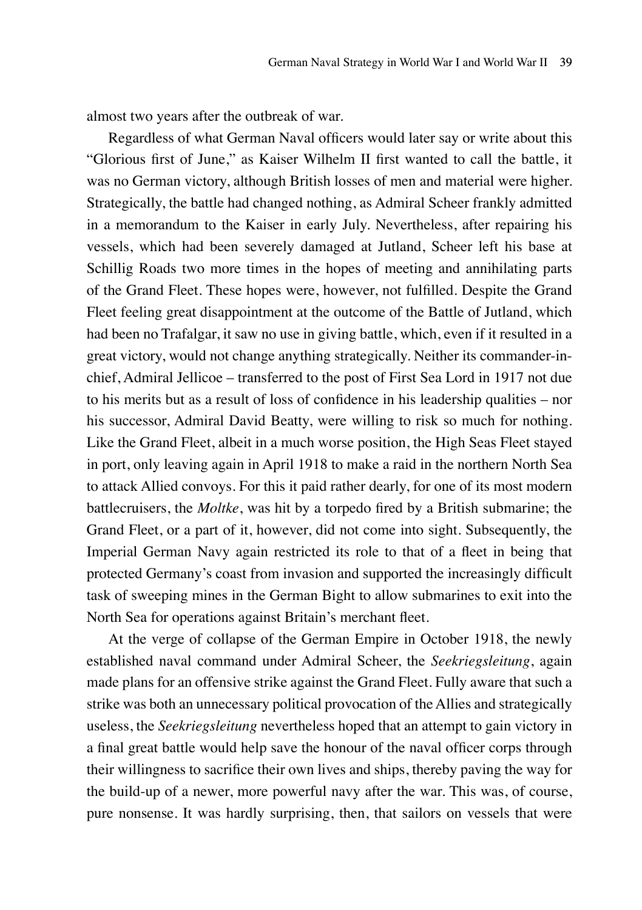almost two years after the outbreak of war.

Regardless of what German Naval officers would later say or write about this "Glorious first of June," as Kaiser Wilhelm II first wanted to call the battle, it was no German victory, although British losses of men and material were higher. Strategically, the battle had changed nothing, as Admiral Scheer frankly admitted in a memorandum to the Kaiser in early July. Nevertheless, after repairing his vessels, which had been severely damaged at Jutland, Scheer left his base at Schillig Roads two more times in the hopes of meeting and annihilating parts of the Grand Fleet. These hopes were, however, not fulfilled. Despite the Grand Fleet feeling great disappointment at the outcome of the Battle of Jutland, which had been no Trafalgar, it saw no use in giving battle, which, even if it resulted in a great victory, would not change anything strategically. Neither its commander-in-chief, Admiral Jellicoe – transferred to the post of First Sea Lord in 1917 not due to his merits but as a result of loss of confidence in his leadership qualities – nor his successor, Admiral David Beatty, were willing to risk so much for nothing. Like the Grand Fleet, albeit in a much worse position, the High Seas Fleet stayed in port, only leaving again in April 1918 to make a raid in the northern North Sea to attack Allied convoys. For this it paid rather dearly, for one of its most modern battlecruisers, the *Moltke*, was hit by a torpedo fired by a British submarine; the Grand Fleet, or a part of it, however, did not come into sight. Subsequently, the Imperial German Navy again restricted its role to that of a fleet in being that protected Germany's coast from invasion and supported the increasingly difficult task of sweeping mines in the German Bight to allow submarines to exit into the North Sea for operations against Britain's merchant fleet.

At the verge of collapse of the German Empire in October 1918, the newly established naval command under Admiral Scheer, the *Seekriegsleitung*, again made plans for an offensive strike against the Grand Fleet. Fully aware that such a strike was both an unnecessary political provocation of the Allies and strategically useless, the *Seekriegsleitung* nevertheless hoped that an attempt to gain victory in a final great battle would help save the honour of the naval officer corps through their willingness to sacrifice their own lives and ships, thereby paving the way for the build-up of a newer, more powerful navy after the war. This was, of course, pure nonsense. It was hardly surprising, then, that sailors on vessels that were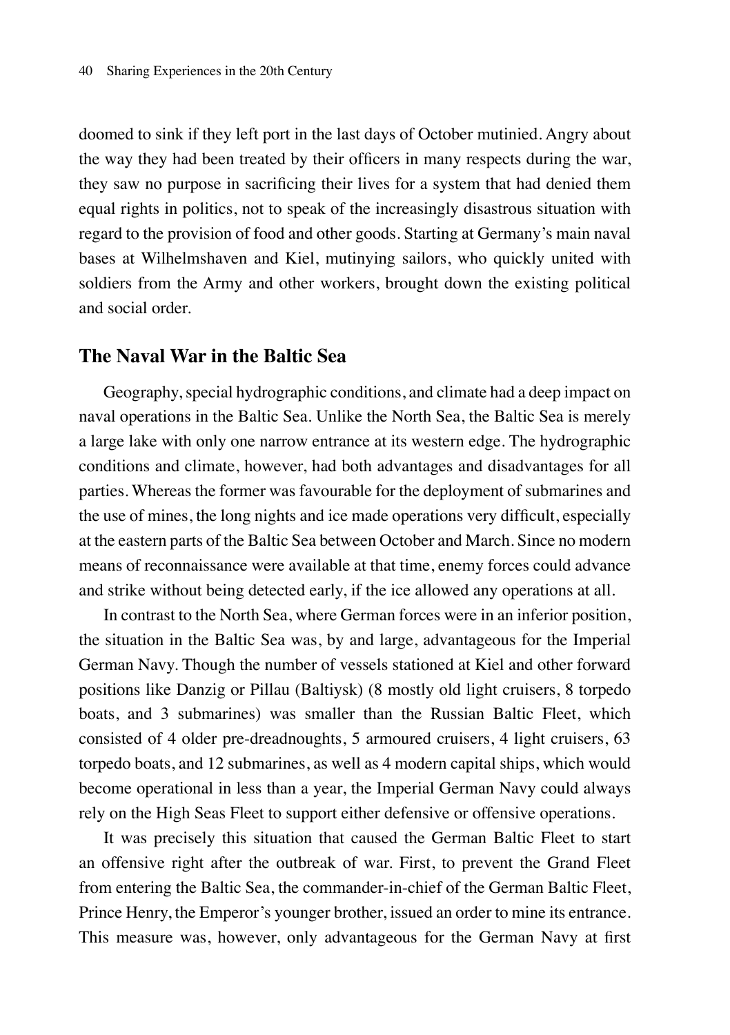doomed to sink if they left port in the last days of October mutinied. Angry about the way they had been treated by their officers in many respects during the war, they saw no purpose in sacrificing their lives for a system that had denied them equal rights in politics, not to speak of the increasingly disastrous situation with regard to the provision of food and other goods. Starting at Germany's main naval bases at Wilhelmshaven and Kiel, mutinying sailors, who quickly united with soldiers from the Army and other workers, brought down the existing political and social order.

## The Naval War in the Baltic Sea

Geography, special hydrographic conditions, and climate had a deep impact on naval operations in the Baltic Sea. Unlike the North Sea, the Baltic Sea is merely a large lake with only one narrow entrance at its western edge. The hydrographic conditions and climate, however, had both advantages and disadvantages for all parties. Whereas the former was favourable for the deployment of submarines and the use of mines, the long nights and ice made operations very difficult, especially at the eastern parts of the Baltic Sea between October and March. Since no modern means of reconnaissance were available at that time, enemy forces could advance and strike without being detected early, if the ice allowed any operations at all.

In contrast to the North Sea, where German forces were in an inferior position, the situation in the Baltic Sea was, by and large, advantageous for the Imperial German Navy. Though the number of vessels stationed at Kiel and other forward positions like Danzig or Pillau (Baltiysk) (8 mostly old light cruisers, 8 torpedo boats, and 3 submarines) was smaller than the Russian Baltic Fleet, which consisted of 4 older pre-dreadnoughts, 5 armoured cruisers, 4 light cruisers, 63 torpedo boats, and 12 submarines, as well as 4 modern capital ships, which would become operational in less than a year, the Imperial German Navy could always rely on the High Seas Fleet to support either defensive or offensive operations.

It was precisely this situation that caused the German Baltic Fleet to start an offensive right after the outbreak of war. First, to prevent the Grand Fleet from entering the Baltic Sea, the commander-in-chief of the German Baltic Fleet, Prince Henry, the Emperor's younger brother, issued an order to mine its entrance. This measure was, however, only advantageous for the German Navy at first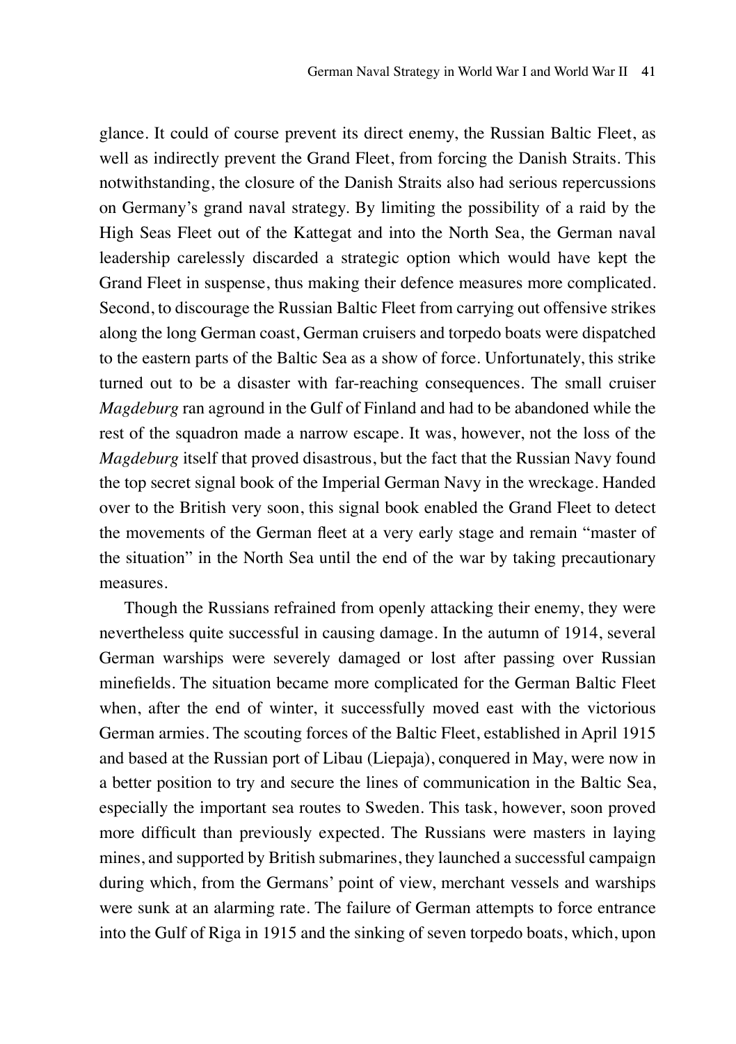glance. It could of course prevent its direct enemy, the Russian Baltic Fleet, as well as indirectly prevent the Grand Fleet, from forcing the Danish Straits. This notwithstanding, the closure of the Danish Straits also had serious repercussions on Germany's grand naval strategy. By limiting the possibility of a raid by the High Seas Fleet out of the Kattegat and into the North Sea, the German naval leadership carelessly discarded a strategic option which would have kept the Grand Fleet in suspense, thus making their defence measures more complicated. Second, to discourage the Russian Baltic Fleet from carrying out offensive strikes along the long German coast, German cruisers and torpedo boats were dispatched to the eastern parts of the Baltic Sea as a show of force. Unfortunately, this strike turned out to be a disaster with far-reaching consequences. The small cruiser *Magdeburg* ran aground in the Gulf of Finland and had to be abandoned while the rest of the squadron made a narrow escape. It was, however, not the loss of the *Magdeburg* itself that proved disastrous, but the fact that the Russian Navy found the top secret signal book of the Imperial German Navy in the wreckage. Handed over to the British very soon, this signal book enabled the Grand Fleet to detect the movements of the German fleet at a very early stage and remain "master of the situation" in the North Sea until the end of the war by taking precautionary measures.

Though the Russians refrained from openly attacking their enemy, they were nevertheless quite successful in causing damage. In the autumn of 1914, several German warships were severely damaged or lost after passing over Russian minefields. The situation became more complicated for the German Baltic Fleet when, after the end of winter, it successfully moved east with the victorious German armies. The scouting forces of the Baltic Fleet, established in April 1915 and based at the Russian port of Libau (Liepaja), conquered in May, were now in a better position to try and secure the lines of communication in the Baltic Sea, especially the important sea routes to Sweden. This task, however, soon proved more difficult than previously expected. The Russians were masters in laying mines, and supported by British submarines, they launched a successful campaign during which, from the Germans' point of view, merchant vessels and warships were sunk at an alarming rate. The failure of German attempts to force entrance into the Gulf of Riga in 1915 and the sinking of seven torpedo boats, which, upon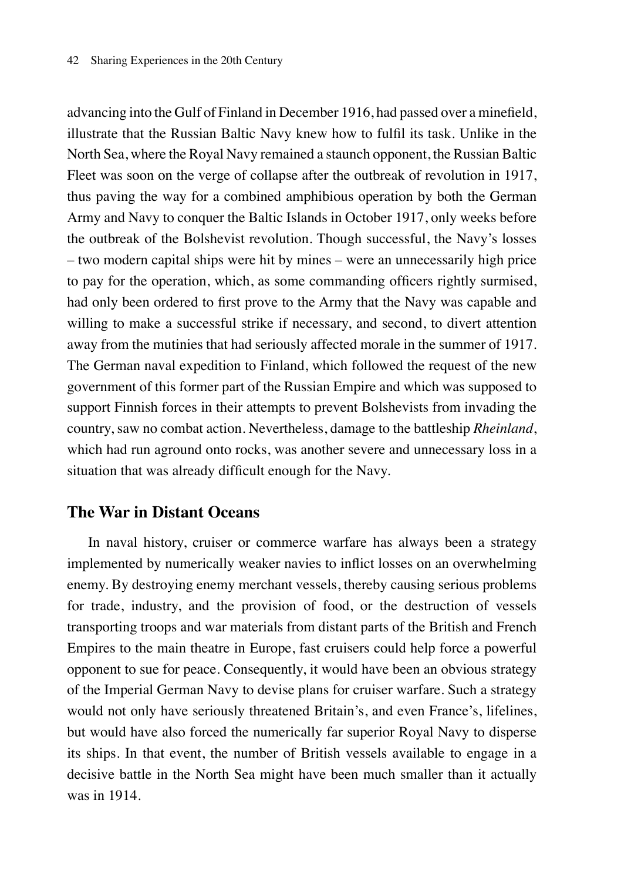advancing into the Gulf of Finland in December 1916, had passed over a minefield, illustrate that the Russian Baltic Navy knew how to fulfil its task. Unlike in the North Sea, where the Royal Navy remained a staunch opponent, the Russian Baltic Fleet was soon on the verge of collapse after the outbreak of revolution in 1917, thus paving the way for a combined amphibious operation by both the German Army and Navy to conquer the Baltic Islands in October 1917, only weeks before the outbreak of the Bolshevist revolution. Though successful, the Navy's losses – two modern capital ships were hit by mines – were an unnecessarily high price to pay for the operation, which, as some commanding officers rightly surmised, had only been ordered to first prove to the Army that the Navy was capable and willing to make a successful strike if necessary, and second, to divert attention away from the mutinies that had seriously affected morale in the summer of 1917. The German naval expedition to Finland, which followed the request of the new government of this former part of the Russian Empire and which was supposed to support Finnish forces in their attempts to prevent Bolshevists from invading the country, saw no combat action. Nevertheless, damage to the battleship *Rheinland*, which had run aground onto rocks, was another severe and unnecessary loss in a situation that was already difficult enough for the Navy.

## The War in Distant Oceans

In naval history, cruiser or commerce warfare has always been a strategy implemented by numerically weaker navies to inflict losses on an overwhelming enemy. By destroying enemy merchant vessels, thereby causing serious problems for trade, industry, and the provision of food, or the destruction of vessels transporting troops and war materials from distant parts of the British and French Empires to the main theatre in Europe, fast cruisers could help force a powerful opponent to sue for peace. Consequently, it would have been an obvious strategy of the Imperial German Navy to devise plans for cruiser warfare. Such a strategy would not only have seriously threatened Britain's, and even France's, lifelines, but would have also forced the numerically far superior Royal Navy to disperse its ships. In that event, the number of British vessels available to engage in a decisive battle in the North Sea might have been much smaller than it actually was in 1914.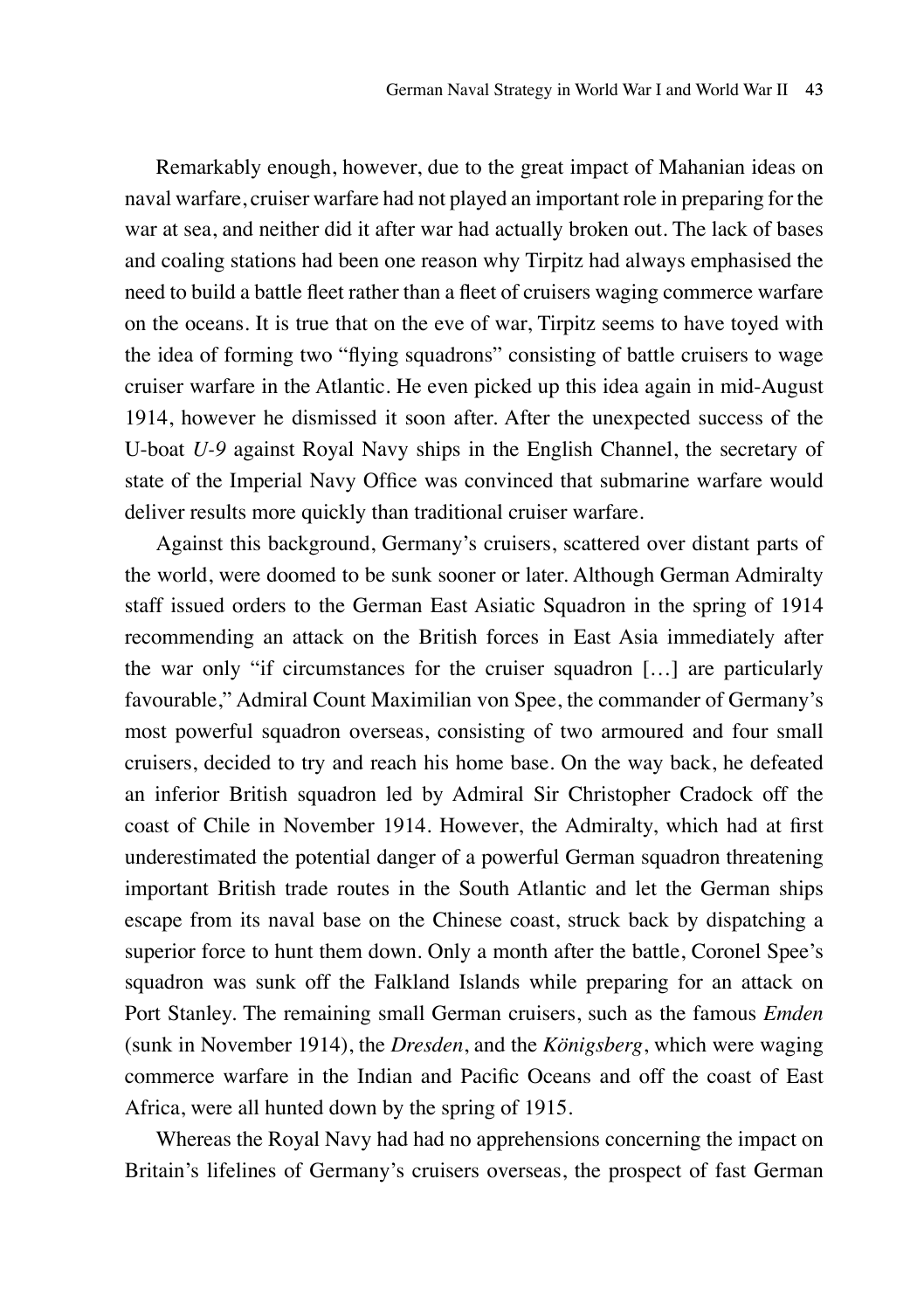Remarkably enough, however, due to the great impact of Mahanian ideas on naval warfare, cruiser warfare had not played an important role in preparing for the war at sea, and neither did it after war had actually broken out. The lack of bases and coaling stations had been one reason why Tirpitz had always emphasised the need to build a battle fleet rather than a fleet of cruisers waging commerce warfare on the oceans. It is true that on the eve of war, Tirpitz seems to have toyed with the idea of forming two "flying squadrons" consisting of battle cruisers to wage cruiser warfare in the Atlantic. He even picked up this idea again in mid-August 1914, however he dismissed it soon after. After the unexpected success of the U-boat *U-9* against Royal Navy ships in the English Channel, the secretary of state of the Imperial Navy Office was convinced that submarine warfare would deliver results more quickly than traditional cruiser warfare.

Against this background, Germany's cruisers, scattered over distant parts of the world, were doomed to be sunk sooner or later. Although German Admiralty staff issued orders to the German East Asiatic Squadron in the spring of 1914 recommending an attack on the British forces in East Asia immediately after the war only "if circumstances for the cruiser squadron […] are particularly favourable," Admiral Count Maximilian von Spee, the commander of Germany's most powerful squadron overseas, consisting of two armoured and four small cruisers, decided to try and reach his home base. On the way back, he defeated an inferior British squadron led by Admiral Sir Christopher Cradock off the coast of Chile in November 1914. However, the Admiralty, which had at first underestimated the potential danger of a powerful German squadron threatening important British trade routes in the South Atlantic and let the German ships escape from its naval base on the Chinese coast, struck back by dispatching a superior force to hunt them down. Only a month after the battle, Coronel Spee's squadron was sunk off the Falkland Islands while preparing for an attack on Port Stanley. The remaining small German cruisers, such as the famous *Emden* (sunk in November 1914), the *Dresden*, and the *Königsberg*, which were waging commerce warfare in the Indian and Pacific Oceans and off the coast of East Africa, were all hunted down by the spring of 1915.

Whereas the Royal Navy had had no apprehensions concerning the impact on Britain's lifelines of Germany's cruisers overseas, the prospect of fast German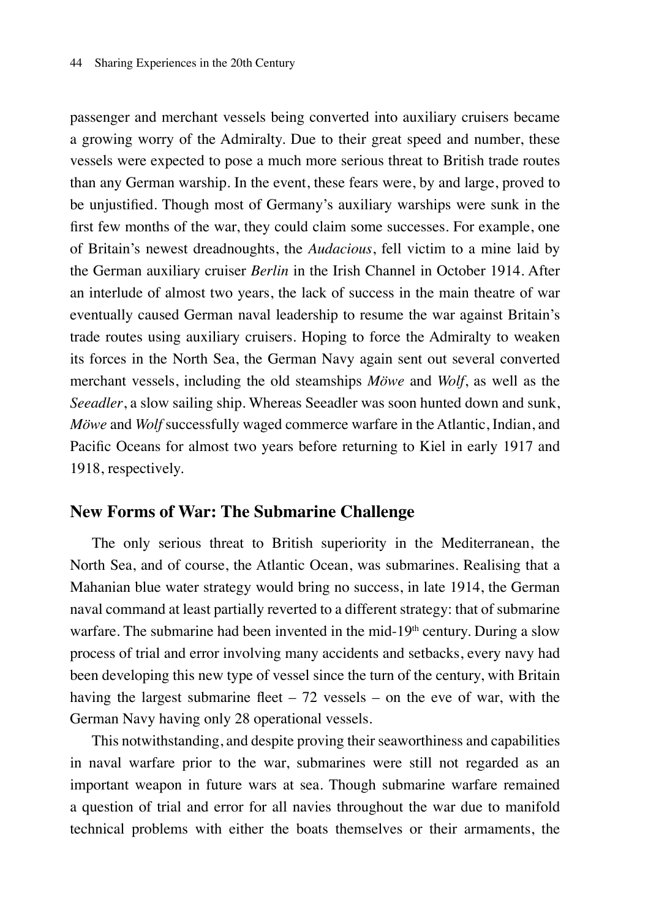passenger and merchant vessels being converted into auxiliary cruisers became a growing worry of the Admiralty. Due to their great speed and number, these vessels were expected to pose a much more serious threat to British trade routes than any German warship. In the event, these fears were, by and large, proved to be unjustified. Though most of Germany's auxiliary warships were sunk in the first few months of the war, they could claim some successes. For example, one of Britain's newest dreadnoughts, the *Audacious*, fell victim to a mine laid by the German auxiliary cruiser *Berlin* in the Irish Channel in October 1914. After an interlude of almost two years, the lack of success in the main theatre of war eventually caused German naval leadership to resume the war against Britain's trade routes using auxiliary cruisers. Hoping to force the Admiralty to weaken its forces in the North Sea, the German Navy again sent out several converted merchant vessels, including the old steamships *Möwe* and *Wolf*, as well as the *Seeadler*, a slow sailing ship. Whereas Seeadler was soon hunted down and sunk, *Möwe* and *Wolf* successfully waged commerce warfare in the Atlantic, Indian, and Pacific Oceans for almost two years before returning to Kiel in early 1917 and 1918, respectively.

## New Forms of War: The Submarine Challenge

The only serious threat to British superiority in the Mediterranean, the North Sea, and of course, the Atlantic Ocean, was submarines. Realising that a Mahanian blue water strategy would bring no success, in late 1914, the German naval command at least partially reverted to a different strategy: that of submarine warfare. The submarine had been invented in the mid-19th century. During a slow process of trial and error involving many accidents and setbacks, every navy had been developing this new type of vessel since the turn of the century, with Britain having the largest submarine fleet – 72 vessels – on the eve of war, with the German Navy having only 28 operational vessels.

This notwithstanding, and despite proving their seaworthiness and capabilities in naval warfare prior to the war, submarines were still not regarded as an important weapon in future wars at sea. Though submarine warfare remained a question of trial and error for all navies throughout the war due to manifold technical problems with either the boats themselves or their armaments, the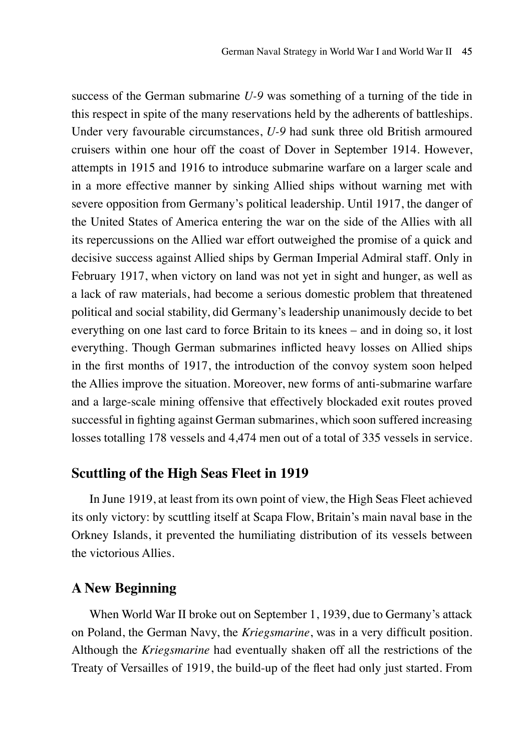success of the German submarine *U-9* was something of a turning of the tide in this respect in spite of the many reservations held by the adherents of battleships. Under very favourable circumstances, *U-9* had sunk three old British armoured cruisers within one hour off the coast of Dover in September 1914. However, attempts in 1915 and 1916 to introduce submarine warfare on a larger scale and in a more effective manner by sinking Allied ships without warning met with severe opposition from Germany's political leadership. Until 1917, the danger of the United States of America entering the war on the side of the Allies with all its repercussions on the Allied war effort outweighed the promise of a quick and decisive success against Allied ships by German Imperial Admiral staff. Only in February 1917, when victory on land was not yet in sight and hunger, as well as a lack of raw materials, had become a serious domestic problem that threatened political and social stability, did Germany's leadership unanimously decide to bet everything on one last card to force Britain to its knees – and in doing so, it lost everything. Though German submarines inflicted heavy losses on Allied ships in the first months of 1917, the introduction of the convoy system soon helped the Allies improve the situation. Moreover, new forms of anti-submarine warfare and a large-scale mining offensive that effectively blockaded exit routes proved successful in fighting against German submarines, which soon suffered increasing losses totalling 178 vessels and 4,474 men out of a total of 335 vessels in service.

## Scuttling of the High Seas Fleet in 1919

In June 1919, at least from its own point of view, the High Seas Fleet achieved its only victory: by scuttling itself at Scapa Flow, Britain's main naval base in the Orkney Islands, it prevented the humiliating distribution of its vessels between the victorious Allies.

## A New Beginning

When World War II broke out on September 1, 1939, due to Germany's attack on Poland, the German Navy, the *Kriegsmarine*, was in a very difficult position. Although the *Kriegsmarine* had eventually shaken off all the restrictions of the Treaty of Versailles of 1919, the build-up of the fleet had only just started. From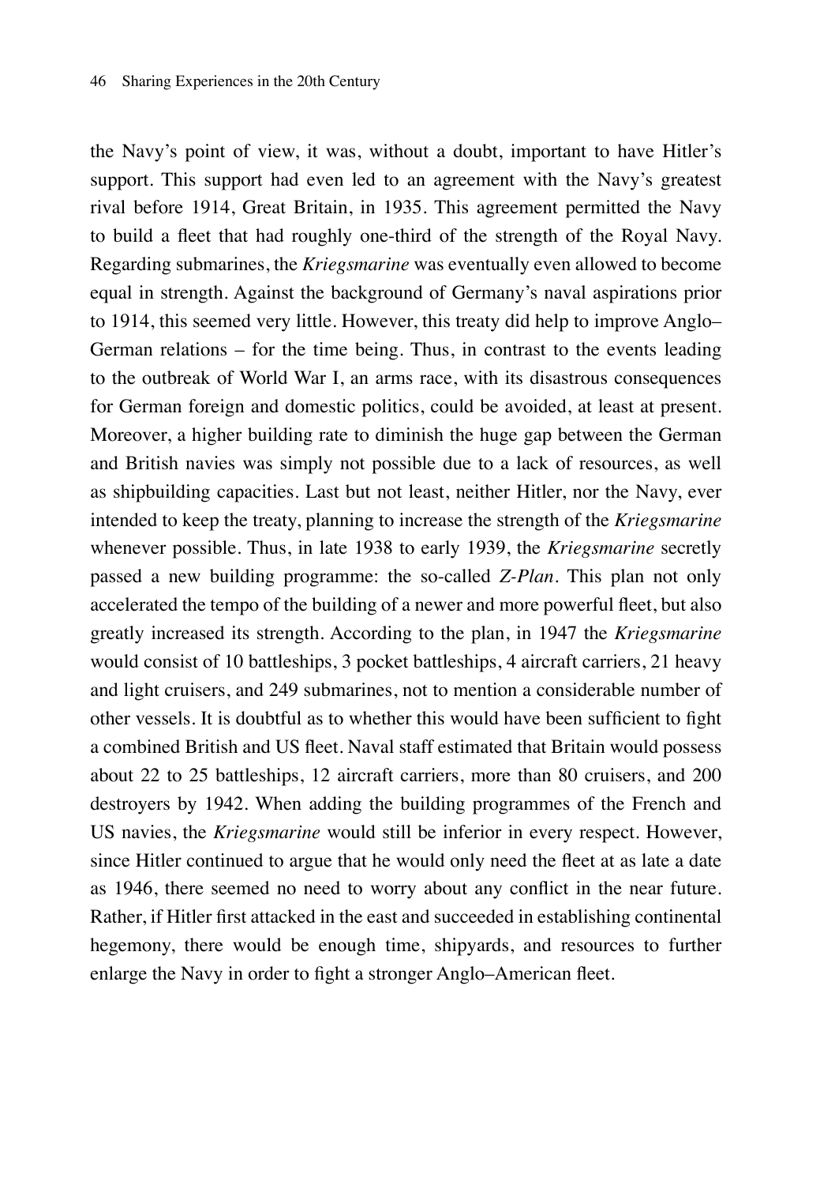the Navy's point of view, it was, without a doubt, important to have Hitler's support. This support had even led to an agreement with the Navy's greatest rival before 1914, Great Britain, in 1935. This agreement permitted the Navy to build a fleet that had roughly one-third of the strength of the Royal Navy. Regarding submarines, the *Kriegsmarine* was eventually even allowed to become equal in strength. Against the background of Germany's naval aspirations prior to 1914, this seemed very little. However, this treaty did help to improve Anglo–German relations – for the time being. Thus, in contrast to the events leading to the outbreak of World War I, an arms race, with its disastrous consequences for German foreign and domestic politics, could be avoided, at least at present. Moreover, a higher building rate to diminish the huge gap between the German and British navies was simply not possible due to a lack of resources, as well as shipbuilding capacities. Last but not least, neither Hitler, nor the Navy, ever intended to keep the treaty, planning to increase the strength of the *Kriegsmarine* whenever possible. Thus, in late 1938 to early 1939, the *Kriegsmarine* secretly passed a new building programme: the so-called *Z-Plan*. This plan not only accelerated the tempo of the building of a newer and more powerful fleet, but also greatly increased its strength. According to the plan, in 1947 the *Kriegsmarine* would consist of 10 battleships, 3 pocket battleships, 4 aircraft carriers, 21 heavy and light cruisers, and 249 submarines, not to mention a considerable number of other vessels. It is doubtful as to whether this would have been sufficient to fight a combined British and US fleet. Naval staff estimated that Britain would possess about 22 to 25 battleships, 12 aircraft carriers, more than 80 cruisers, and 200 destroyers by 1942. When adding the building programmes of the French and US navies, the *Kriegsmarine* would still be inferior in every respect. However, since Hitler continued to argue that he would only need the fleet at as late a date as 1946, there seemed no need to worry about any conflict in the near future. Rather, if Hitler first attacked in the east and succeeded in establishing continental hegemony, there would be enough time, shipyards, and resources to further enlarge the Navy in order to fight a stronger Anglo–American fleet.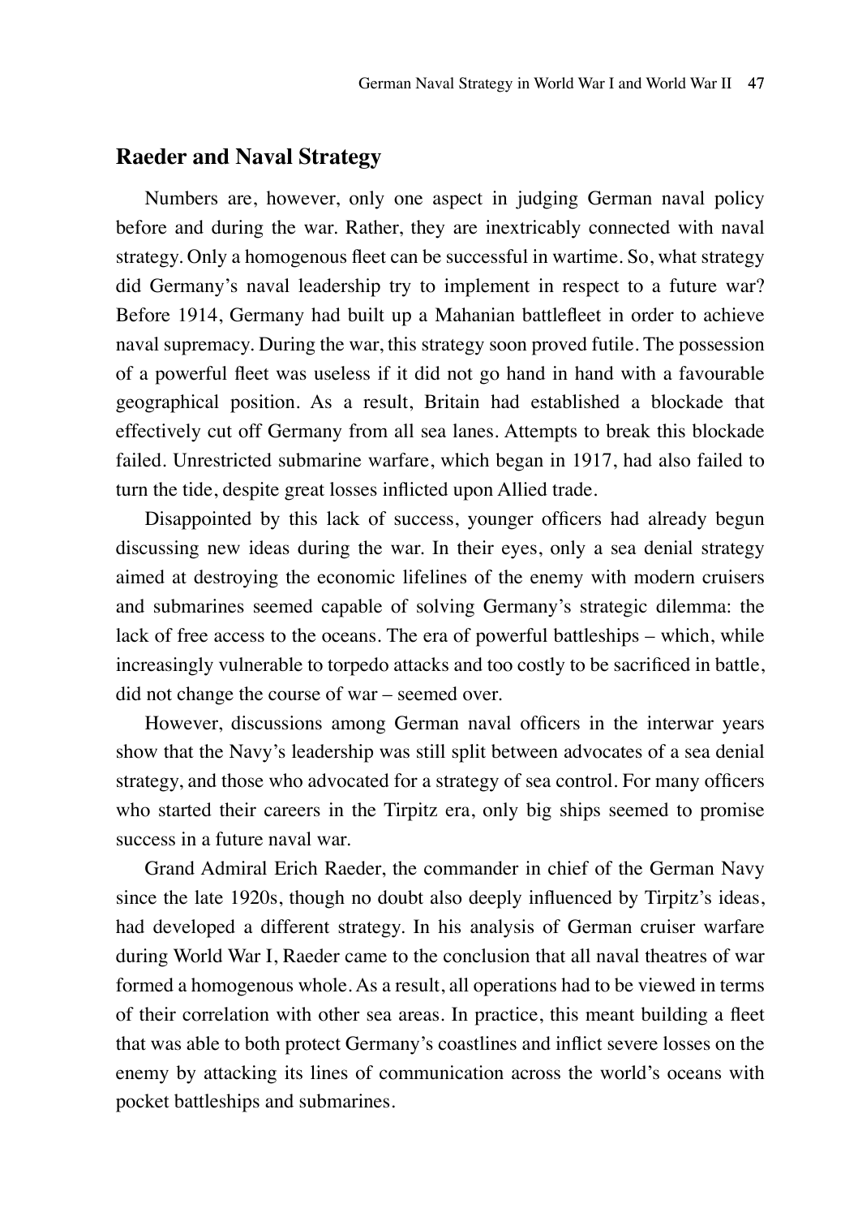## Raeder and Naval Strategy

Numbers are, however, only one aspect in judging German naval policy before and during the war. Rather, they are inextricably connected with naval strategy. Only a homogenous fleet can be successful in wartime. So, what strategy did Germany's naval leadership try to implement in respect to a future war? Before 1914, Germany had built up a Mahanian battlefleet in order to achieve naval supremacy. During the war, this strategy soon proved futile. The possession of a powerful fleet was useless if it did not go hand in hand with a favourable geographical position. As a result, Britain had established a blockade that effectively cut off Germany from all sea lanes. Attempts to break this blockade failed. Unrestricted submarine warfare, which began in 1917, had also failed to turn the tide, despite great losses inflicted upon Allied trade.

Disappointed by this lack of success, younger officers had already begun discussing new ideas during the war. In their eyes, only a sea denial strategy aimed at destroying the economic lifelines of the enemy with modern cruisers and submarines seemed capable of solving Germany's strategic dilemma: the lack of free access to the oceans. The era of powerful battleships – which, while increasingly vulnerable to torpedo attacks and too costly to be sacrificed in battle, did not change the course of war – seemed over.

However, discussions among German naval officers in the interwar years show that the Navy's leadership was still split between advocates of a sea denial strategy, and those who advocated for a strategy of sea control. For many officers who started their careers in the Tirpitz era, only big ships seemed to promise success in a future naval war.

Grand Admiral Erich Raeder, the commander in chief of the German Navy since the late 1920s, though no doubt also deeply influenced by Tirpitz's ideas, had developed a different strategy. In his analysis of German cruiser warfare during World War I, Raeder came to the conclusion that all naval theatres of war formed a homogenous whole. As a result, all operations had to be viewed in terms of their correlation with other sea areas. In practice, this meant building a fleet that was able to both protect Germany's coastlines and inflict severe losses on the enemy by attacking its lines of communication across the world's oceans with pocket battleships and submarines.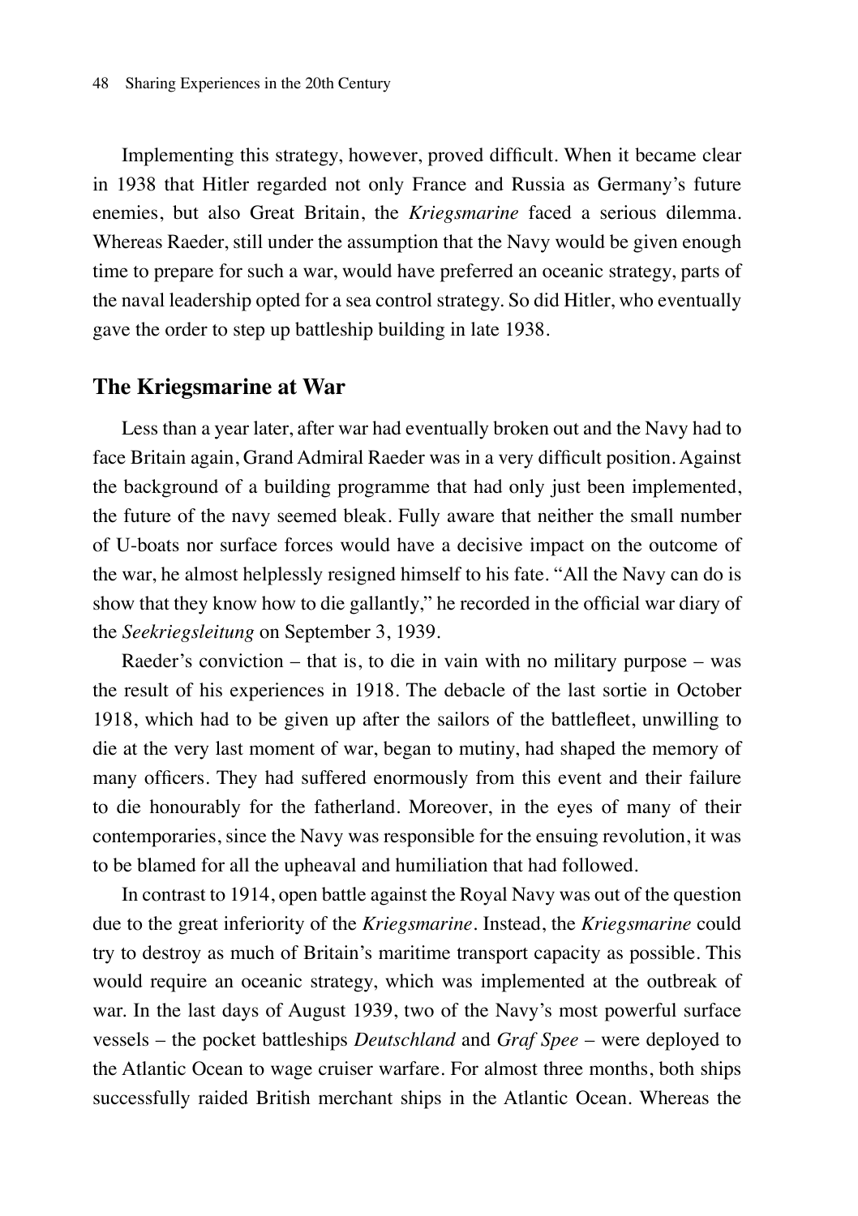Implementing this strategy, however, proved difficult. When it became clear in 1938 that Hitler regarded not only France and Russia as Germany's future enemies, but also Great Britain, the *Kriegsmarine* faced a serious dilemma. Whereas Raeder, still under the assumption that the Navy would be given enough time to prepare for such a war, would have preferred an oceanic strategy, parts of the naval leadership opted for a sea control strategy. So did Hitler, who eventually gave the order to step up battleship building in late 1938.

## The Kriegsmarine at War

Less than a year later, after war had eventually broken out and the Navy had to face Britain again, Grand Admiral Raeder was in a very difficult position. Against the background of a building programme that had only just been implemented, the future of the navy seemed bleak. Fully aware that neither the small number of U-boats nor surface forces would have a decisive impact on the outcome of the war, he almost helplessly resigned himself to his fate. "All the Navy can do is show that they know how to die gallantly," he recorded in the official war diary of the *Seekriegsleitung* on September 3, 1939.

Raeder's conviction – that is, to die in vain with no military purpose – was the result of his experiences in 1918. The debacle of the last sortie in October 1918, which had to be given up after the sailors of the battlefleet, unwilling to die at the very last moment of war, began to mutiny, had shaped the memory of many officers. They had suffered enormously from this event and their failure to die honourably for the fatherland. Moreover, in the eyes of many of their contemporaries, since the Navy was responsible for the ensuing revolution, it was to be blamed for all the upheaval and humiliation that had followed.

In contrast to 1914, open battle against the Royal Navy was out of the question due to the great inferiority of the *Kriegsmarine*. Instead, the *Kriegsmarine* could try to destroy as much of Britain's maritime transport capacity as possible. This would require an oceanic strategy, which was implemented at the outbreak of war. In the last days of August 1939, two of the Navy's most powerful surface vessels – the pocket battleships *Deutschland* and *Graf Spee* – were deployed to the Atlantic Ocean to wage cruiser warfare. For almost three months, both ships successfully raided British merchant ships in the Atlantic Ocean. Whereas the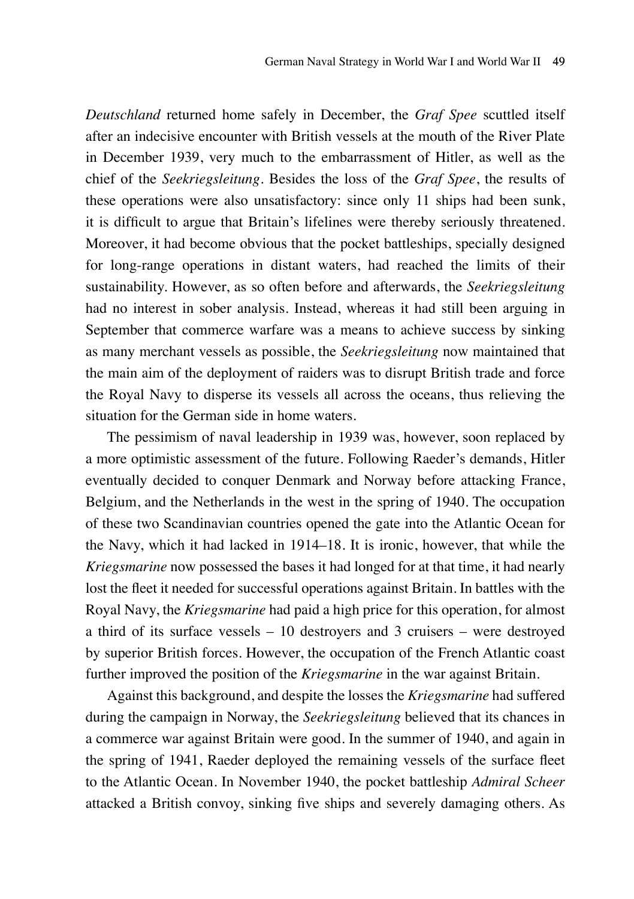*Deutschland* returned home safely in December, the *Graf Spee* scuttled itself after an indecisive encounter with British vessels at the mouth of the River Plate in December 1939, very much to the embarrassment of Hitler, as well as the chief of the *Seekriegsleitung*. Besides the loss of the *Graf Spee*, the results of these operations were also unsatisfactory: since only 11 ships had been sunk, it is difficult to argue that Britain's lifelines were thereby seriously threatened. Moreover, it had become obvious that the pocket battleships, specially designed for long-range operations in distant waters, had reached the limits of their sustainability. However, as so often before and afterwards, the *Seekriegsleitung* had no interest in sober analysis. Instead, whereas it had still been arguing in September that commerce warfare was a means to achieve success by sinking as many merchant vessels as possible, the *Seekriegsleitung* now maintained that the main aim of the deployment of raiders was to disrupt British trade and force the Royal Navy to disperse its vessels all across the oceans, thus relieving the situation for the German side in home waters.

The pessimism of naval leadership in 1939 was, however, soon replaced by a more optimistic assessment of the future. Following Raeder's demands, Hitler eventually decided to conquer Denmark and Norway before attacking France, Belgium, and the Netherlands in the west in the spring of 1940. The occupation of these two Scandinavian countries opened the gate into the Atlantic Ocean for the Navy, which it had lacked in 1914–18. It is ironic, however, that while the *Kriegsmarine* now possessed the bases it had longed for at that time, it had nearly lost the fleet it needed for successful operations against Britain. In battles with the Royal Navy, the *Kriegsmarine* had paid a high price for this operation, for almost a third of its surface vessels – 10 destroyers and 3 cruisers – were destroyed by superior British forces. However, the occupation of the French Atlantic coast further improved the position of the *Kriegsmarine* in the war against Britain.

Against this background, and despite the losses the *Kriegsmarine* had suffered during the campaign in Norway, the *Seekriegsleitung* believed that its chances in a commerce war against Britain were good. In the summer of 1940, and again in the spring of 1941, Raeder deployed the remaining vessels of the surface fleet to the Atlantic Ocean. In November 1940, the pocket battleship *Admiral Scheer* attacked a British convoy, sinking five ships and severely damaging others. As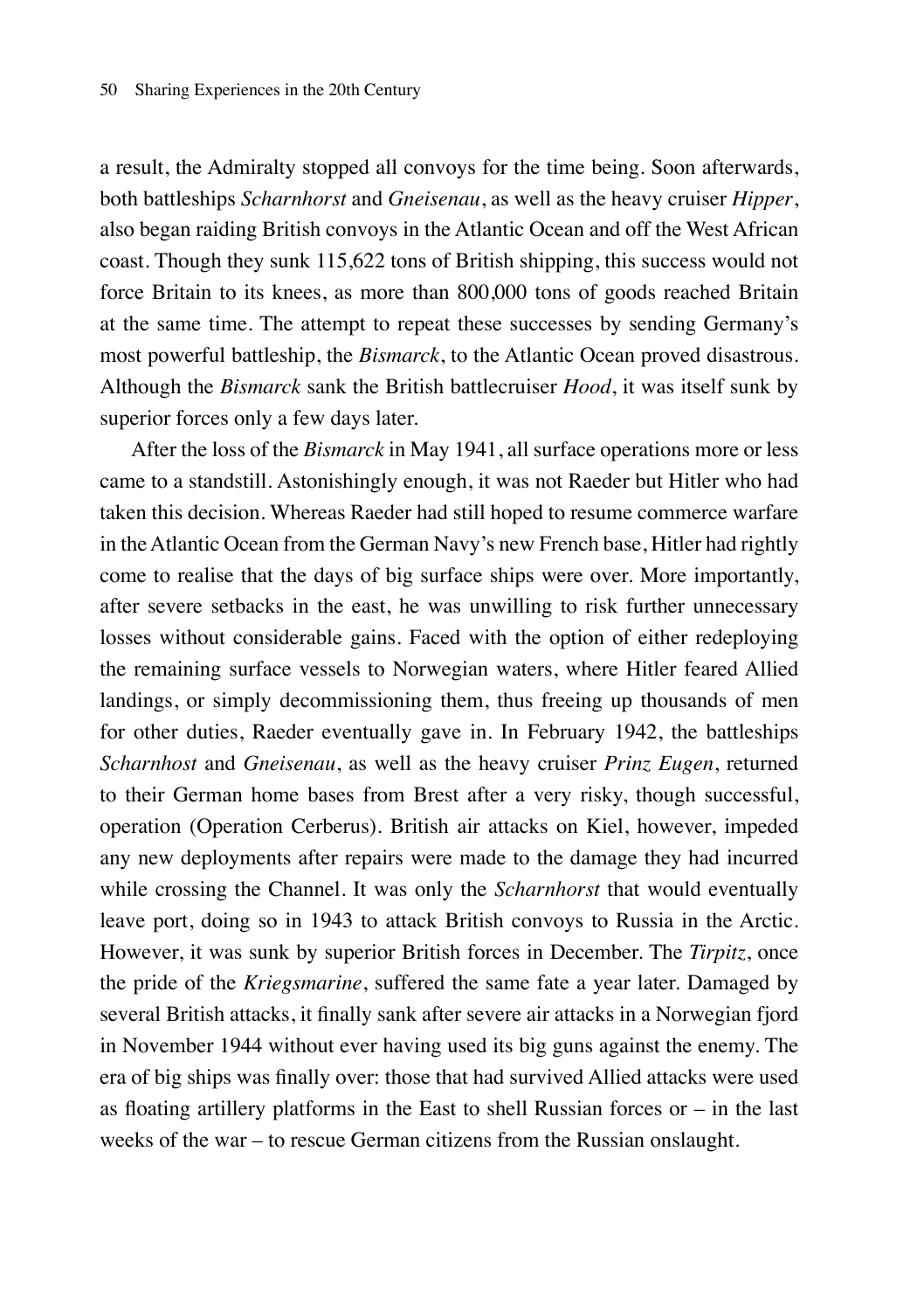a result, the Admiralty stopped all convoys for the time being. Soon afterwards, both battleships *Scharnhorst* and *Gneisenau*, as well as the heavy cruiser *Hipper*, also began raiding British convoys in the Atlantic Ocean and off the West African coast. Though they sunk 115,622 tons of British shipping, this success would not force Britain to its knees, as more than 800,000 tons of goods reached Britain at the same time. The attempt to repeat these successes by sending Germany's most powerful battleship, the *Bismarck*, to the Atlantic Ocean proved disastrous. Although the *Bismarck* sank the British battlecruiser *Hood*, it was itself sunk by superior forces only a few days later.

After the loss of the *Bismarck* in May 1941, all surface operations more or less came to a standstill. Astonishingly enough, it was not Raeder but Hitler who had taken this decision. Whereas Raeder had still hoped to resume commerce warfare in the Atlantic Ocean from the German Navy's new French base, Hitler had rightly come to realise that the days of big surface ships were over. More importantly, after severe setbacks in the east, he was unwilling to risk further unnecessary losses without considerable gains. Faced with the option of either redeploying the remaining surface vessels to Norwegian waters, where Hitler feared Allied landings, or simply decommissioning them, thus freeing up thousands of men for other duties, Raeder eventually gave in. In February 1942, the battleships *Scharnhost* and *Gneisenau*, as well as the heavy cruiser *Prinz Eugen*, returned to their German home bases from Brest after a very risky, though successful, operation (Operation Cerberus). British air attacks on Kiel, however, impeded any new deployments after repairs were made to the damage they had incurred while crossing the Channel. It was only the *Scharnhorst* that would eventually leave port, doing so in 1943 to attack British convoys to Russia in the Arctic. However, it was sunk by superior British forces in December. The *Tirpitz*, once the pride of the *Kriegsmarine*, suffered the same fate a year later. Damaged by several British attacks, it finally sank after severe air attacks in a Norwegian fjord in November 1944 without ever having used its big guns against the enemy. The era of big ships was finally over: those that had survived Allied attacks were used as floating artillery platforms in the East to shell Russian forces or – in the last weeks of the war – to rescue German citizens from the Russian onslaught.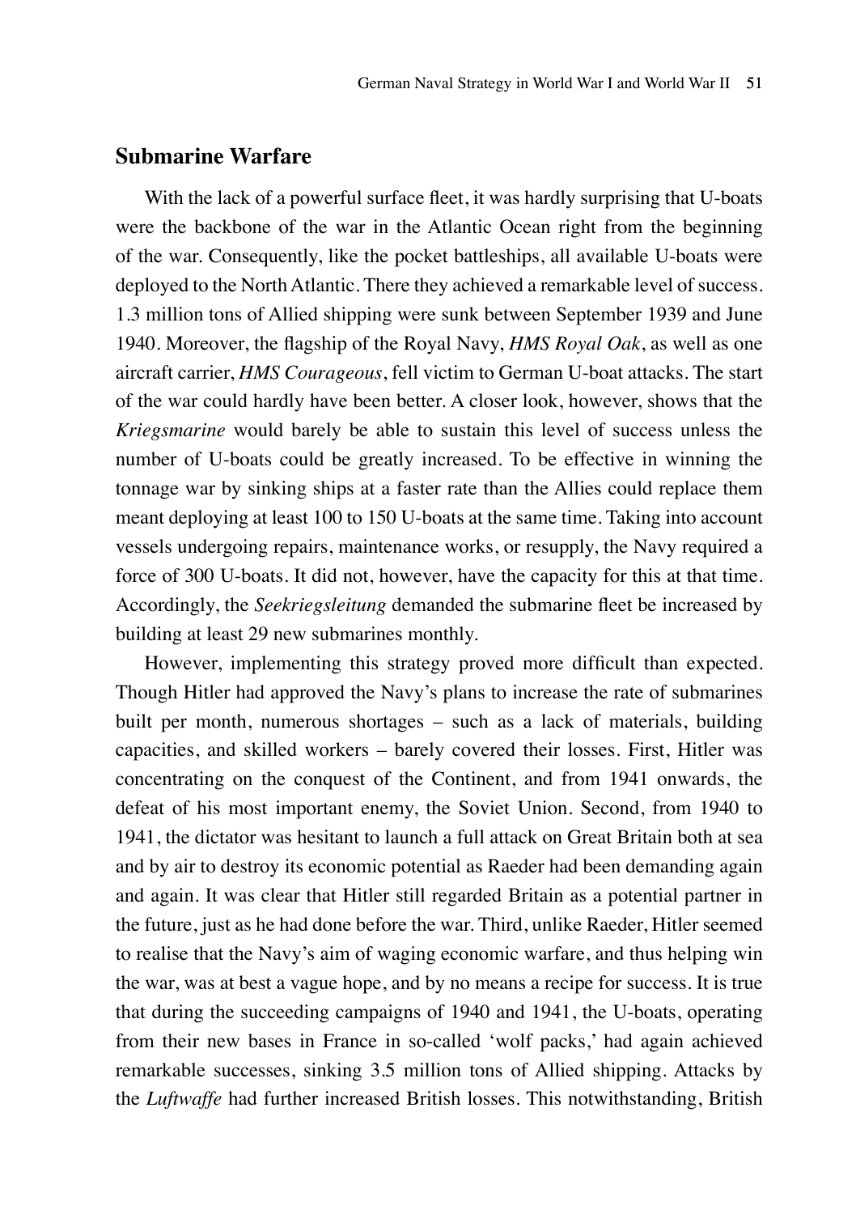## Submarine Warfare

With the lack of a powerful surface fleet, it was hardly surprising that U-boats were the backbone of the war in the Atlantic Ocean right from the beginning of the war. Consequently, like the pocket battleships, all available U-boats were deployed to the North Atlantic. There they achieved a remarkable level of success. 1.3 million tons of Allied shipping were sunk between September 1939 and June 1940. Moreover, the flagship of the Royal Navy, *HMS Royal Oak*, as well as one aircraft carrier, *HMS Courageous*, fell victim to German U-boat attacks. The start of the war could hardly have been better. A closer look, however, shows that the *Kriegsmarine* would barely be able to sustain this level of success unless the number of U-boats could be greatly increased. To be effective in winning the tonnage war by sinking ships at a faster rate than the Allies could replace them meant deploying at least 100 to 150 U-boats at the same time. Taking into account vessels undergoing repairs, maintenance works, or resupply, the Navy required a force of 300 U-boats. It did not, however, have the capacity for this at that time. Accordingly, the *Seekriegsleitung* demanded the submarine fleet be increased by building at least 29 new submarines monthly.

However, implementing this strategy proved more difficult than expected. Though Hitler had approved the Navy's plans to increase the rate of submarines built per month, numerous shortages – such as a lack of materials, building capacities, and skilled workers – barely covered their losses. First, Hitler was concentrating on the conquest of the Continent, and from 1941 onwards, the defeat of his most important enemy, the Soviet Union. Second, from 1940 to 1941, the dictator was hesitant to launch a full attack on Great Britain both at sea and by air to destroy its economic potential as Raeder had been demanding again and again. It was clear that Hitler still regarded Britain as a potential partner in the future, just as he had done before the war. Third, unlike Raeder, Hitler seemed to realise that the Navy's aim of waging economic warfare, and thus helping win the war, was at best a vague hope, and by no means a recipe for success. It is true that during the succeeding campaigns of 1940 and 1941, the U-boats, operating from their new bases in France in so-called 'wolf packs,' had again achieved remarkable successes, sinking 3.5 million tons of Allied shipping. Attacks by the *Luftwaffe* had further increased British losses. This notwithstanding, British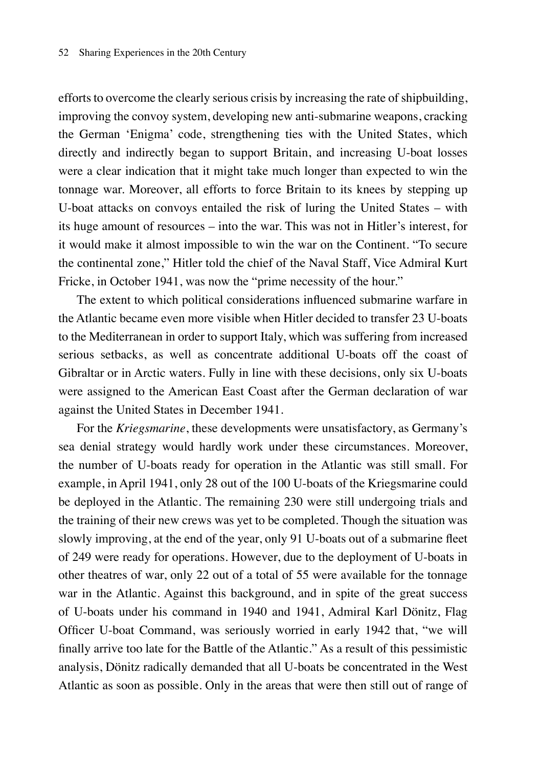efforts to overcome the clearly serious crisis by increasing the rate of shipbuilding, improving the convoy system, developing new anti-submarine weapons, cracking the German 'Enigma' code, strengthening ties with the United States, which directly and indirectly began to support Britain, and increasing U-boat losses were a clear indication that it might take much longer than expected to win the tonnage war. Moreover, all efforts to force Britain to its knees by stepping up U-boat attacks on convoys entailed the risk of luring the United States – with its huge amount of resources – into the war. This was not in Hitler's interest, for it would make it almost impossible to win the war on the Continent. "To secure the continental zone," Hitler told the chief of the Naval Staff, Vice Admiral Kurt Fricke, in October 1941, was now the "prime necessity of the hour."

The extent to which political considerations influenced submarine warfare in the Atlantic became even more visible when Hitler decided to transfer 23 U-boats to the Mediterranean in order to support Italy, which was suffering from increased serious setbacks, as well as concentrate additional U-boats off the coast of Gibraltar or in Arctic waters. Fully in line with these decisions, only six U-boats were assigned to the American East Coast after the German declaration of war against the United States in December 1941.

For the *Kriegsmarine*, these developments were unsatisfactory, as Germany's sea denial strategy would hardly work under these circumstances. Moreover, the number of U-boats ready for operation in the Atlantic was still small. For example, in April 1941, only 28 out of the 100 U-boats of the Kriegsmarine could be deployed in the Atlantic. The remaining 230 were still undergoing trials and the training of their new crews was yet to be completed. Though the situation was slowly improving, at the end of the year, only 91 U-boats out of a submarine fleet of 249 were ready for operations. However, due to the deployment of U-boats in other theatres of war, only 22 out of a total of 55 were available for the tonnage war in the Atlantic. Against this background, and in spite of the great success of U-boats under his command in 1940 and 1941, Admiral Karl Dönitz, Flag Officer U-boat Command, was seriously worried in early 1942 that, "we will finally arrive too late for the Battle of the Atlantic." As a result of this pessimistic analysis, Dönitz radically demanded that all U-boats be concentrated in the West Atlantic as soon as possible. Only in the areas that were then still out of range of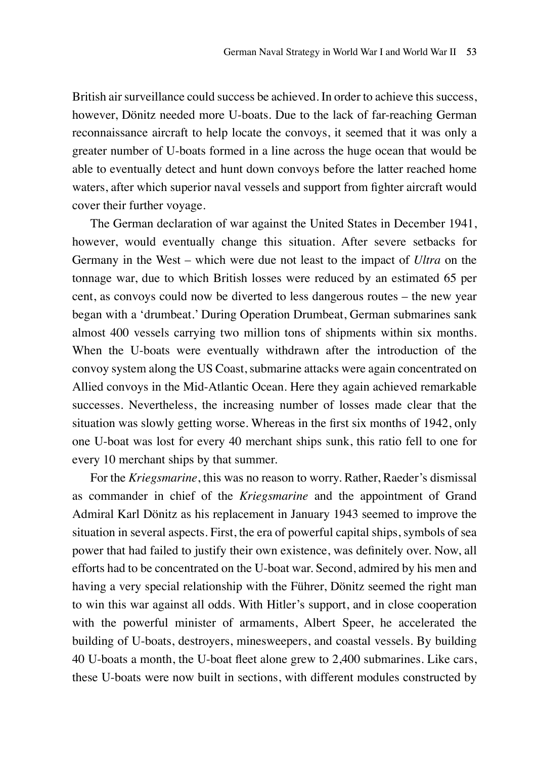British air surveillance could success be achieved. In order to achieve this success, however, Dönitz needed more U-boats. Due to the lack of far-reaching German reconnaissance aircraft to help locate the convoys, it seemed that it was only a greater number of U-boats formed in a line across the huge ocean that would be able to eventually detect and hunt down convoys before the latter reached home waters, after which superior naval vessels and support from fighter aircraft would cover their further voyage.

The German declaration of war against the United States in December 1941, however, would eventually change this situation. After severe setbacks for Germany in the West – which were due not least to the impact of *Ultra* on the tonnage war, due to which British losses were reduced by an estimated 65 per cent, as convoys could now be diverted to less dangerous routes – the new year began with a 'drumbeat.' During Operation Drumbeat, German submarines sank almost 400 vessels carrying two million tons of shipments within six months. When the U-boats were eventually withdrawn after the introduction of the convoy system along the US Coast, submarine attacks were again concentrated on Allied convoys in the Mid-Atlantic Ocean. Here they again achieved remarkable successes. Nevertheless, the increasing number of losses made clear that the situation was slowly getting worse. Whereas in the first six months of 1942, only one U-boat was lost for every 40 merchant ships sunk, this ratio fell to one for every 10 merchant ships by that summer.

For the *Kriegsmarine*, this was no reason to worry. Rather, Raeder's dismissal as commander in chief of the *Kriegsmarine* and the appointment of Grand Admiral Karl Dönitz as his replacement in January 1943 seemed to improve the situation in several aspects. First, the era of powerful capital ships, symbols of sea power that had failed to justify their own existence, was definitely over. Now, all efforts had to be concentrated on the U-boat war. Second, admired by his men and having a very special relationship with the Führer, Dönitz seemed the right man to win this war against all odds. With Hitler's support, and in close cooperation with the powerful minister of armaments, Albert Speer, he accelerated the building of U-boats, destroyers, minesweepers, and coastal vessels. By building 40 U-boats a month, the U-boat fleet alone grew to 2,400 submarines. Like cars, these U-boats were now built in sections, with different modules constructed by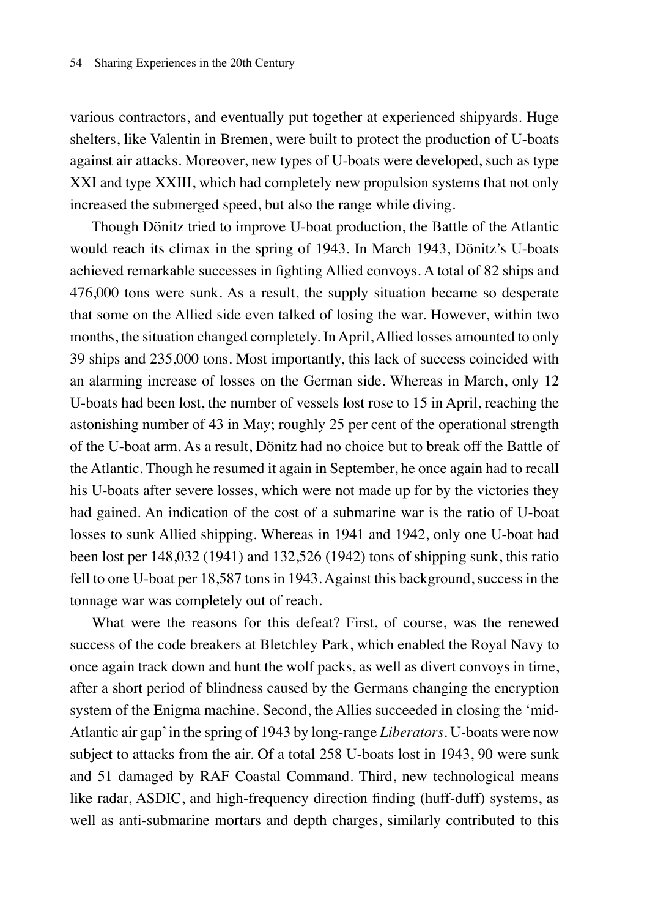various contractors, and eventually put together at experienced shipyards. Huge shelters, like Valentin in Bremen, were built to protect the production of U-boats against air attacks. Moreover, new types of U-boats were developed, such as type XXI and type XXIII, which had completely new propulsion systems that not only increased the submerged speed, but also the range while diving.

Though Dönitz tried to improve U-boat production, the Battle of the Atlantic would reach its climax in the spring of 1943. In March 1943, Dönitz's U-boats achieved remarkable successes in fighting Allied convoys. A total of 82 ships and 476,000 tons were sunk. As a result, the supply situation became so desperate that some on the Allied side even talked of losing the war. However, within two months, the situation changed completely. In April, Allied losses amounted to only 39 ships and 235,000 tons. Most importantly, this lack of success coincided with an alarming increase of losses on the German side. Whereas in March, only 12 U-boats had been lost, the number of vessels lost rose to 15 in April, reaching the astonishing number of 43 in May; roughly 25 per cent of the operational strength of the U-boat arm. As a result, Dönitz had no choice but to break off the Battle of the Atlantic. Though he resumed it again in September, he once again had to recall his U-boats after severe losses, which were not made up for by the victories they had gained. An indication of the cost of a submarine war is the ratio of U-boat losses to sunk Allied shipping. Whereas in 1941 and 1942, only one U-boat had been lost per 148,032 (1941) and 132,526 (1942) tons of shipping sunk, this ratio fell to one U-boat per 18,587 tons in 1943. Against this background, success in the tonnage war was completely out of reach.

What were the reasons for this defeat? First, of course, was the renewed success of the code breakers at Bletchley Park, which enabled the Royal Navy to once again track down and hunt the wolf packs, as well as divert convoys in time, after a short period of blindness caused by the Germans changing the encryption system of the Enigma machine. Second, the Allies succeeded in closing the 'mid-Atlantic air gap' in the spring of 1943 by long-range *Liberators*. U-boats were now subject to attacks from the air. Of a total 258 U-boats lost in 1943, 90 were sunk and 51 damaged by RAF Coastal Command. Third, new technological means like radar, ASDIC, and high-frequency direction finding (huff-duff) systems, as well as anti-submarine mortars and depth charges, similarly contributed to this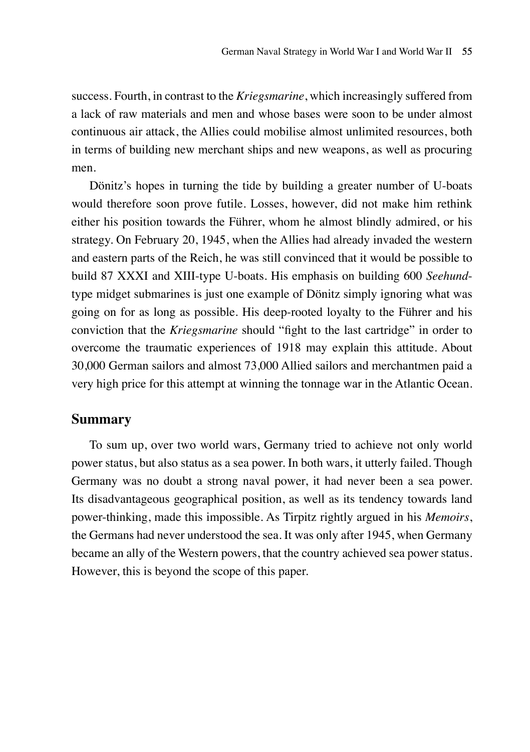success. Fourth, in contrast to the *Kriegsmarine*, which increasingly suffered from a lack of raw materials and men and whose bases were soon to be under almost continuous air attack, the Allies could mobilise almost unlimited resources, both in terms of building new merchant ships and new weapons, as well as procuring men.

Dönitz's hopes in turning the tide by building a greater number of U-boats would therefore soon prove futile. Losses, however, did not make him rethink either his position towards the Führer, whom he almost blindly admired, or his strategy. On February 20, 1945, when the Allies had already invaded the western and eastern parts of the Reich, he was still convinced that it would be possible to build 87 XXXI and XIII-type U-boats. His emphasis on building 600 *Seehund*-type midget submarines is just one example of Dönitz simply ignoring what was going on for as long as possible. His deep-rooted loyalty to the Führer and his conviction that the *Kriegsmarine* should "fight to the last cartridge" in order to overcome the traumatic experiences of 1918 may explain this attitude. About 30,000 German sailors and almost 73,000 Allied sailors and merchantmen paid a very high price for this attempt at winning the tonnage war in the Atlantic Ocean.

## Summary

To sum up, over two world wars, Germany tried to achieve not only world power status, but also status as a sea power. In both wars, it utterly failed. Though Germany was no doubt a strong naval power, it had never been a sea power. Its disadvantageous geographical position, as well as its tendency towards land power-thinking, made this impossible. As Tirpitz rightly argued in his *Memoirs*, the Germans had never understood the sea. It was only after 1945, when Germany became an ally of the Western powers, that the country achieved sea power status. However, this is beyond the scope of this paper.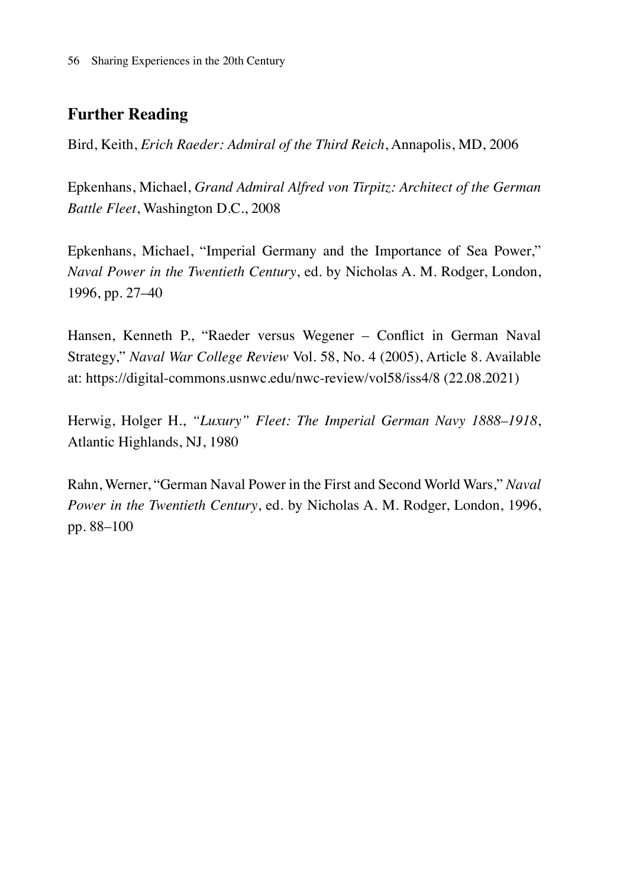## Further Reading

Bird, Keith, *Erich Raeder: Admiral of the Third Reich*, Annapolis, MD, 2006

Epkenhans, Michael, *Grand Admiral Alfred von Tirpitz: Architect of the German Battle Fleet*, Washington D.C., 2008

Epkenhans, Michael, "Imperial Germany and the Importance of Sea Power," *Naval Power in the Twentieth Century*, ed. by Nicholas A. M. Rodger, London, 1996, pp. 27–40

Hansen, Kenneth P., "Raeder versus Wegener – Conflict in German Naval Strategy," *Naval War College Review* Vol. 58, No. 4 (2005), Article 8. Available at: https://digital-commons.usnwc.edu/nwc-review/vol58/iss4/8 (22.08.2021)

Herwig, Holger H., *"Luxury" Fleet: The Imperial German Navy 1888–1918*, Atlantic Highlands, NJ, 1980

Rahn, Werner, "German Naval Power in the First and Second World Wars," *Naval Power in the Twentieth Century*, ed. by Nicholas A. M. Rodger, London, 1996, pp. 88–100